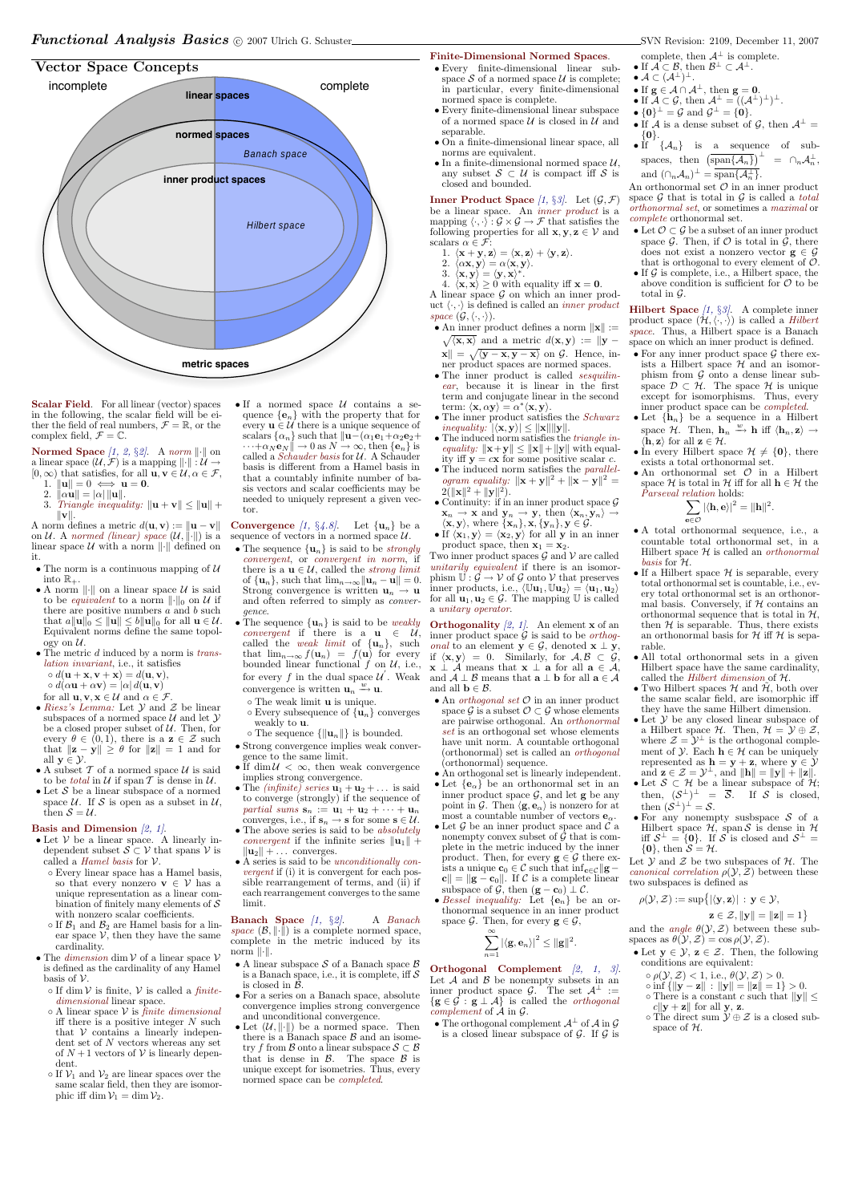# Functional Analysis Basics © 2007 Ulrich G. Schuster

SVN Revision: 2109, December 11, 2007

## Vector Space Concepts

incomplete — complete

linear spaces

normed spaces

Banach space

inner product spaces

Hilbert space

metric spaces

**Scalar Field**. For all linear (vector) spaces in the following, the scalar field will be either the field of real numbers, $\mathcal{F} = \mathbb{R}$, or the complex field, $\mathcal{F} = \mathbb{C}$.

**Normed Space** [1, 2, §2]. A *norm* $\|\cdot\|$ on a linear space $(\mathcal{U}, \mathcal{F})$ is a mapping $\|\cdot\| : \mathcal{U} \to [0, \infty)$ that satisfies, for all $\mathbf{u}, \mathbf{v} \in \mathcal{U}, \alpha \in \mathcal{F}$,

1. $\|\mathbf{u}\| = 0 \iff \mathbf{u} = \mathbf{0}$.
2. $\|\alpha \mathbf{u}\| = |\alpha| \|\mathbf{u}\|$.
3. *Triangle inequality:* $\|\mathbf{u} + \mathbf{v}\| \leq \|\mathbf{u}\| + \|\mathbf{v}\|$.

A norm defines a metric $d(\mathbf{u}, \mathbf{v}) := \|\mathbf{u} - \mathbf{v}\|$ on $\mathcal{U}$. A *normed (linear) space* $(\mathcal{U}, \|\cdot\|)$ is a linear space $\mathcal{U}$ with a norm $\|\cdot\|$ defined on it.

- The norm is a continuous mapping of $\mathcal{U}$ into $\mathbb{R}_+$.
- A norm $\|\cdot\|$ on a linear space $\mathcal{U}$ is said to be *equivalent* to a norm $\|\cdot\|_0$ on $\mathcal{U}$ if there are positive numbers $a$ and $b$ such that $a\|\mathbf{u}\|_0 \leq \|\mathbf{u}\| \leq b\|\mathbf{u}\|_0$ for all $\mathbf{u} \in \mathcal{U}$. Equivalent norms define the same topology on $\mathcal{U}$.
- The metric $d$ induced by a norm is *translation invariant*, i.e., it satisfies
  - $d(\mathbf{u} + \mathbf{x}, \mathbf{v} + \mathbf{x}) = d(\mathbf{u}, \mathbf{v})$,
  - $d(\alpha \mathbf{u}, \alpha \mathbf{v}) = |\alpha| \, d(\mathbf{u}, \mathbf{v})$

  for all $\mathbf{u}, \mathbf{v}, \mathbf{x} \in \mathcal{U}$ and $\alpha \in \mathcal{F}$.
- *Riesz's Lemma:* Let $\mathcal{Y}$ and $\mathcal{Z}$ be linear subspaces of a normed space $\mathcal{U}$ and let $\mathcal{Y}$ be a closed proper subset of $\mathcal{U}$. Then, for every $\theta \in (0, 1)$, there is a $\mathbf{z} \in \mathcal{Z}$ such that $\|\mathbf{z} - \mathbf{y}\| \geq \theta$ for $\|\mathbf{z}\| = 1$ and for all $\mathbf{y} \in \mathcal{Y}$.
- A subset $\mathcal{T}$ of a normed space $\mathcal{U}$ is said to be *total* in $\mathcal{U}$ if span $\mathcal{T}$ is dense in $\mathcal{U}$.
- Let $\mathcal{S}$ be a linear subspace of a normed space $\mathcal{U}$. If $\mathcal{S}$ is open as a subset in $\mathcal{U}$, then $\mathcal{S} = \mathcal{U}$.

**Basis and Dimension** [2, 1].

- Let $\mathcal{V}$ be a linear space. A linearly independent subset $\mathcal{S} \subset \mathcal{V}$ that spans $\mathcal{V}$ is called a *Hamel basis* for $\mathcal{V}$.
  - Every linear space has a Hamel basis, so that every nonzero $\mathbf{v} \in \mathcal{V}$ has a unique representation as a linear combination of finitely many elements of $\mathcal{S}$ with nonzero scalar coefficients.
  - If $\mathcal{B}_1$ and $\mathcal{B}_2$ are Hamel basis for a linear space $\mathcal{V}$, then they have the same cardinality.
- The *dimension* $\dim \mathcal{V}$ of a linear space $\mathcal{V}$ is defined as the cardinality of any Hamel basis of $\mathcal{V}$.
  - If $\dim \mathcal{V}$ is finite, $\mathcal{V}$ is called a *finite-dimensional* linear space.
  - A linear space $\mathcal{V}$ is *finite dimensional* iff there is a positive integer $N$ such that $\mathcal{V}$ contains a linearly independent set of $N$ vectors whereas any set of $N+1$ vectors of $\mathcal{V}$ is linearly dependent.
  - If $\mathcal{V}_1$ and $\mathcal{V}_2$ are linear spaces over the same scalar field, then they are isomorphic iff $\dim \mathcal{V}_1 = \dim \mathcal{V}_2$.
- If a normed space $\mathcal{U}$ contains a sequence $\{\mathbf{e}_n\}$ with the property that for every $\mathbf{u} \in \mathcal{U}$ there is a unique sequence of scalars $\{\alpha_n\}$ such that $\|\mathbf{u} - (\alpha_1 \mathbf{e}_1 + \alpha_2 \mathbf{e}_2 + \cdots + \alpha_N \mathbf{e}_N)\| \to 0$ as $N \to \infty$, then $\{\mathbf{e}_n\}$ is called a *Schauder basis* for $\mathcal{U}$. A Schauder basis is different from a Hamel basis in that a countably infinite number of basis vectors and scalar coefficients may be needed to uniquely represent a given vector.

**Convergence** [1, §4.8]. Let $\{\mathbf{u}_n\}$ be a sequence of vectors in a normed space $\mathcal{U}$.

- The sequence $\{\mathbf{u}_n\}$ is said to be *strongly convergent*, or *convergent in norm*, if there is a $\mathbf{u} \in \mathcal{U}$, called the *strong limit* of $\{\mathbf{u}_n\}$, such that $\lim_{n\to\infty} \|\mathbf{u}_n - \mathbf{u}\| = 0$. Strong convergence is written $\mathbf{u}_n \to \mathbf{u}$ and often referred to simply as *convergence*.
- The sequence $\{\mathbf{u}_n\}$ is said to be *weakly convergent* if there is a $\mathbf{u} \in \mathcal{U}$, called the *weak limit* of $\{\mathbf{u}_n\}$, such that $\lim_{n\to\infty} f(\mathbf{u}_n) = f(\mathbf{u})$ for every bounded linear functional $f$ on $\mathcal{U}$, i.e., for every $f$ in the dual space $\mathcal{U}'$. Weak convergence is written $\mathbf{u}_n \xrightarrow{w} \mathbf{u}$.
  - The weak limit $\mathbf{u}$ is unique.
  - Every subsequence of $\{\mathbf{u}_n\}$ converges weakly to $\mathbf{u}$.
  - The sequence $\{\|\mathbf{u}_n\|\}$ is bounded.
- Strong convergence implies weak convergence to the same limit.
- If $\dim \mathcal{U} < \infty$, then weak convergence implies strong convergence.
- The *(infinite) series* $\mathbf{u}_1 + \mathbf{u}_2 + \ldots$ is said to converge (strongly) if the sequence of *partial sums* $\mathbf{s}_n := \mathbf{u}_1 + \mathbf{u}_2 + \cdots + \mathbf{u}_n$ converges, i.e., if $\mathbf{s}_n \to \mathbf{s}$ for some $\mathbf{s} \in \mathcal{U}$.
- The above series is said to be *absolutely convergent* if the infinite series $\|\mathbf{u}_1\| + \|\mathbf{u}_2\| + \ldots$ converges.
- A series is said to be *unconditionally convergent* if (i) it is convergent for each possible rearrangement of terms, and (ii) if each rearrangement converges to the same limit.

**Banach Space** [1, §2]. A *Banach space* $(\mathcal{B}, \|\cdot\|)$ is a complete normed space, complete in the metric induced by its norm $\|\cdot\|$.

- A linear subspace $\mathcal{S}$ of a Banach space $\mathcal{B}$ is a Banach space, i.e., it is complete, iff $\mathcal{S}$ is closed in $\mathcal{B}$.
- For a series on a Banach space, absolute convergence implies strong convergence and unconditional convergence.
- Let $(\mathcal{U}, \|\cdot\|)$ be a normed space. Then there is a Banach space $\mathcal{B}$ and an isometry $f$ from $\mathcal{B}$ onto a linear subspace $\mathcal{S} \subset \mathcal{B}$ that is dense in $\mathcal{B}$. The space $\mathcal{B}$ is unique except for isometries. Thus, every normed space can be *completed*.

**Finite-Dimensional Normed Spaces**.

- Every finite-dimensional linear subspace $\mathcal{S}$ of a normed space $\mathcal{U}$ is complete; in particular, every finite-dimensional normed space is complete.
- Every finite-dimensional linear subspace of a normed space $\mathcal{U}$ is closed in $\mathcal{U}$ and separable.
- On a finite-dimensional linear space, all norms are equivalent.
- In a finite-dimensional normed space $\mathcal{U}$, any subset $\mathcal{S} \subset \mathcal{U}$ is compact iff $\mathcal{S}$ is closed and bounded.

**Inner Product Space** [1, §3]. Let $(\mathcal{G}, \mathcal{F})$ be a linear space. An *inner product* is a mapping $\langle \cdot, \cdot \rangle : \mathcal{G} \times \mathcal{G} \to \mathcal{F}$ that satisfies the following properties for all $\mathbf{x}, \mathbf{y}, \mathbf{z} \in \mathcal{G}$ and scalars $\alpha \in \mathcal{F}$:

1. $\langle \mathbf{x} + \mathbf{y}, \mathbf{z} \rangle = \langle \mathbf{x}, \mathbf{z} \rangle + \langle \mathbf{y}, \mathbf{z} \rangle$.
2. $\langle \alpha \mathbf{x}, \mathbf{y} \rangle = \alpha \langle \mathbf{x}, \mathbf{y} \rangle$.
3. $\langle \mathbf{x}, \mathbf{y} \rangle = \langle \mathbf{y}, \mathbf{x} \rangle^*$.
4. $\langle \mathbf{x}, \mathbf{x} \rangle \geq 0$ with equality iff $\mathbf{x} = \mathbf{0}$.

A linear space $\mathcal{G}$ on which an inner product $\langle \cdot, \cdot \rangle$ is defined is called an *inner product space* $(\mathcal{G}, \langle \cdot, \cdot \rangle)$.

- An inner product defines a norm $\|\mathbf{x}\| := \sqrt{\langle \mathbf{x}, \mathbf{x} \rangle}$ and a metric $d(\mathbf{x}, \mathbf{y}) := \|\mathbf{y} - \mathbf{x}\| = \sqrt{\langle \mathbf{y} - \mathbf{x}, \mathbf{y} - \mathbf{x} \rangle}$ on $\mathcal{G}$. Hence, inner product spaces are normed spaces.
- The inner product is called *sesquilinear*, because it is linear in the first term and conjugate linear in the second term: $\langle \mathbf{x}, \alpha \mathbf{y} \rangle = \alpha^* \langle \mathbf{x}, \mathbf{y} \rangle$.
- The inner product satisfies the *Schwarz inequality*: $|\langle \mathbf{x}, \mathbf{y} \rangle| \leq \|\mathbf{x}\| \|\mathbf{y}\|$.
- The induced norm satisfies the *triangle inequality*: $\|\mathbf{x} + \mathbf{y}\| \leq \|\mathbf{x}\| + \|\mathbf{y}\|$ with equality iff $\mathbf{y} = c\mathbf{x}$ for some positive scalar $c$.
- The induced norm satisfies the *parallelogram equality*: $\|\mathbf{x} + \mathbf{y}\|^2 + \|\mathbf{x} - \mathbf{y}\|^2 = 2(\|\mathbf{x}\|^2 + \|\mathbf{y}\|^2)$.
- Continuity: if in an inner product space $\mathcal{G}$ $\mathbf{x}_n \to \mathbf{x}$ and $\mathbf{y}_n \to \mathbf{y}$, then $\langle \mathbf{x}_n, \mathbf{y}_n \rangle \to \langle \mathbf{x}, \mathbf{y} \rangle$, where $\{\mathbf{x}_n\}, \mathbf{x}, \{\mathbf{y}_n\}, \mathbf{y} \in \mathcal{G}$.
- If $\langle \mathbf{x}_1, \mathbf{y} \rangle = \langle \mathbf{x}_2, \mathbf{y} \rangle$ for all $\mathbf{y}$ in an inner product space, then $\mathbf{x}_1 = \mathbf{x}_2$.

Two inner product spaces $\mathcal{G}$ and $\mathcal{V}$ are called *unitarily equivalent* if there is an isomorphism $\mathbb{U} : \mathcal{G} \to \mathcal{V}$ of $\mathcal{G}$ onto $\mathcal{V}$ that preserves inner products, i.e., $\langle \mathbb{U}\mathbf{u}_1, \mathbb{U}\mathbf{u}_2 \rangle = \langle \mathbf{u}_1, \mathbf{u}_2 \rangle$ for all $\mathbf{u}_1, \mathbf{u}_2 \in \mathcal{G}$. The mapping $\mathbb{U}$ is called a *unitary operator*.

**Orthogonality** [2, 1]. An element $\mathbf{x}$ of an inner product space $\mathcal{G}$ is said to be *orthogonal* to an element $\mathbf{y} \in \mathcal{G}$, denoted $\mathbf{x} \perp \mathbf{y}$, if $\langle \mathbf{x}, \mathbf{y} \rangle = 0$. Similarly, for $\mathcal{A}, \mathcal{B} \subset \mathcal{G}$, $\mathbf{x} \perp \mathcal{A}$ means that $\mathbf{x} \perp \mathbf{a}$ for all $\mathbf{a} \in \mathcal{A}$, and $\mathcal{A} \perp \mathcal{B}$ means that $\mathbf{a} \perp \mathbf{b}$ for all $\mathbf{a} \in \mathcal{A}$ and all $\mathbf{b} \in \mathcal{B}$.

- An *orthogonal set* $\mathcal{O}$ in an inner product space $\mathcal{G}$ is a subset $\mathcal{O} \subset \mathcal{G}$ whose elements are pairwise orthogonal. An *orthonormal set* is an orthogonal set whose elements have unit norm. A countable orthogonal (orthonormal) set is called an *orthogonal* (orthonormal) sequence.
- An orthogonal set is linearly independent.
- Let $\{\mathbf{e}_\alpha\}$ be an orthonormal set in an inner product space $\mathcal{G}$, and let $\mathbf{g}$ be any point in $\mathcal{G}$. Then $\langle \mathbf{g}, \mathbf{e}_\alpha \rangle$ is nonzero for at most a countable number of vectors $\mathbf{e}_\alpha$.
- Let $\mathcal{G}$ be an inner product space and $\mathcal{C}$ a nonempty convex subset of $\mathcal{G}$ that is complete in the metric induced by the inner product. Then, for every $\mathbf{g} \in \mathcal{G}$ there exists a unique $\mathbf{c}_0 \in \mathcal{C}$ such that $\inf_{\mathbf{c} \in \mathcal{C}} \|\mathbf{g} - \mathbf{c}\| = \|\mathbf{g} - \mathbf{c}_0\|$. If $\mathcal{C}$ is a complete linear subspace of $\mathcal{G}$, then $(\mathbf{g} - \mathbf{c}_0) \perp \mathcal{C}$.
- *Bessel inequality:* Let $\{\mathbf{e}_n\}$ be an orthonormal sequence in an inner product space $\mathcal{G}$. Then, for every $\mathbf{g} \in \mathcal{G}$,
$$\sum_{n=1}^{\infty} |\langle \mathbf{g}, \mathbf{e}_n \rangle|^2 \leq \|\mathbf{g}\|^2.$$

**Orthogonal Complement** [2, 1, 3]. Let $\mathcal{A}$ and $\mathcal{B}$ be nonempty subsets in an inner product space $\mathcal{G}$. The set $\mathcal{A}^\perp := \{\mathbf{g} \in \mathcal{G} : \mathbf{g} \perp \mathcal{A}\}$ is called the *orthogonal complement* of $\mathcal{A}$ in $\mathcal{G}$.

- The orthogonal complement $\mathcal{A}^\perp$ of $\mathcal{A}$ in $\mathcal{G}$ is a closed linear subspace of $\mathcal{G}$. If $\mathcal{G}$ is complete, then $\mathcal{A}^\perp$ is complete.
- If $\mathcal{A} \subset \mathcal{B}$, then $\mathcal{B}^\perp \subset \mathcal{A}^\perp$.
- $\mathcal{A} \subset (\mathcal{A}^\perp)^\perp$.
- If $\mathbf{g} \in \mathcal{A} \cap \mathcal{A}^\perp$, then $\mathbf{g} = \mathbf{0}$.
- If $\mathcal{A} \subset \mathcal{G}$, then $\mathcal{A}^\perp = ((\mathcal{A}^\perp)^\perp)^\perp$.
- $\{\mathbf{0}\}^\perp = \mathcal{G}$ and $\mathcal{G}^\perp = \{\mathbf{0}\}$.
- If $\mathcal{A}$ is a dense subset of $\mathcal{G}$, then $\mathcal{A}^\perp = \{\mathbf{0}\}$.
- If $\{\mathcal{A}_n\}$ is a sequence of subspaces, then $\left(\overline{\operatorname{span}\{\mathcal{A}_n\}}\right)^\perp = \cap_n \mathcal{A}_n^\perp$, and $(\cap_n \mathcal{A}_n)^\perp = \overline{\operatorname{span}\{\mathcal{A}_n^\perp\}}$.

An orthonormal set $\mathcal{O}$ in an inner product space $\mathcal{G}$ that is total in $\mathcal{G}$ is called a *total orthonormal set*, or sometimes a *maximal* or *complete* orthonormal set.

- Let $\mathcal{O} \subset \mathcal{G}$ be a subset of an inner product space $\mathcal{G}$. Then, if $\mathcal{O}$ is total in $\mathcal{G}$, there does not exist a nonzero vector $\mathbf{g} \in \mathcal{G}$ that is orthogonal to every element of $\mathcal{O}$.
- If $\mathcal{G}$ is complete, i.e., a Hilbert space, the above condition is sufficient for $\mathcal{O}$ to be total in $\mathcal{G}$.

**Hilbert Space** [1, §3]. A complete inner product space $(\mathcal{H}, \langle \cdot, \cdot \rangle)$ is called a *Hilbert space*. Thus, a Hilbert space is a Banach space on which an inner product is defined.

- For any inner product space $\mathcal{G}$ there exists a Hilbert space $\mathcal{H}$ and an isomorphism from $\mathcal{G}$ onto a dense linear subspace $\mathcal{D} \subset \mathcal{H}$. The space $\mathcal{H}$ is unique except for isomorphisms. Thus, every inner product space can be *completed*.
- Let $\{\mathbf{h}_n\}$ be a sequence in a Hilbert space $\mathcal{H}$. Then, $\mathbf{h}_n \xrightarrow{w} \mathbf{h}$ iff $\langle \mathbf{h}_n, \mathbf{z} \rangle \to \langle \mathbf{h}, \mathbf{z} \rangle$ for all $\mathbf{z} \in \mathcal{H}$.
- In every Hilbert space $\mathcal{H} \neq \{\mathbf{0}\}$, there exists a total orthonormal set.
- An orthonormal set $\mathcal{O}$ in a Hilbert space $\mathcal{H}$ is total in $\mathcal{H}$ iff for $\mathbf{h} \in \mathcal{H}$ the *Parseval relation* holds:
$$\sum_{\mathbf{e} \in \mathcal{O}} |\langle \mathbf{h}, \mathbf{e} \rangle|^2 = \|\mathbf{h}\|^2.$$
- A total orthonormal sequence, i.e., a countable total orthonormal set, in a Hilbert space $\mathcal{H}$ is called an *orthonormal basis* for $\mathcal{H}$.
- If a Hilbert space $\mathcal{H}$ is separable, every total orthonormal set is countable, i.e., every total orthonormal set is an orthonormal basis. Conversely, if $\mathcal{H}$ contains an orthonormal sequence that is total in $\mathcal{H}$, then $\mathcal{H}$ is separable. Thus, there exists an orthonormal basis for $\mathcal{H}$ iff $\mathcal{H}$ is separable.
- All total orthonormal sets in a given Hilbert space have the same cardinality, called the *Hilbert dimension* of $\mathcal{H}$.
- Two Hilbert spaces $\mathcal{H}$ and $\tilde{\mathcal{H}}$, both over the same scalar field, are isomorphic iff they have the same Hilbert dimension.
- Let $\mathcal{Y}$ be any closed linear subspace of a Hilbert space $\mathcal{H}$. Then, $\mathcal{H} = \mathcal{Y} \oplus \mathcal{Z}$, where $\mathcal{Z} = \mathcal{Y}^\perp$ is the orthogonal complement of $\mathcal{Y}$. Each $\mathbf{h} \in \mathcal{H}$ can be uniquely represented as $\mathbf{h} = \mathbf{y} + \mathbf{z}$, where $\mathbf{y} \in \mathcal{Y}$ and $\mathbf{z} \in \mathcal{Z} = \mathcal{Y}^\perp$, and $\|\mathbf{h}\|^2 = \|\mathbf{y}\| + \|\mathbf{z}\|$.
- Let $\mathcal{S} \subset \mathcal{H}$ be a linear subspace of $\mathcal{H}$; then, $(\mathcal{S}^\perp)^\perp = \overline{\mathcal{S}}$. If $\mathcal{S}$ is closed, then $(\mathcal{S}^\perp)^\perp = \mathcal{S}$.
- For any nonempty susbspace $\mathcal{S}$ of a Hilbert space $\mathcal{H}$, span $\mathcal{S}$ is dense in $\mathcal{H}$ iff $\mathcal{S}^\perp = \{\mathbf{0}\}$. If $\mathcal{S}$ is closed and $\mathcal{S}^\perp = \{\mathbf{0}\}$, then $\mathcal{S} = \mathcal{H}$.

Let $\mathcal{Y}$ and $\mathcal{Z}$ be two subspaces of $\mathcal{H}$. The *canonical correlation* $\rho(\mathcal{Y}, \mathcal{Z})$ between these two subspaces is defined as
$$\rho(\mathcal{Y}, \mathcal{Z}) := \sup\big\{|\langle \mathbf{y}, \mathbf{z} \rangle| : \mathbf{y} \in \mathcal{Y}, \mathbf{z} \in \mathcal{Z}, \|\mathbf{y}\| = \|\mathbf{z}\| = 1\big\}$$
and the *angle* $\theta(\mathcal{Y}, \mathcal{Z})$ between these subspaces as $\theta(\mathcal{Y}, \mathcal{Z}) = \cos \rho(\mathcal{Y}, \mathcal{Z})$.

- Let $\mathbf{y} \in \mathcal{Y}$, $\mathbf{z} \in \mathcal{Z}$. Then, the following conditions are equivalent:
  - $\rho(\mathcal{Y}, \mathcal{Z}) < 1$, i.e., $\theta(\mathcal{Y}, \mathcal{Z}) > 0$.
  - $\inf\{\|\mathbf{y} - \mathbf{z}\| : \|\mathbf{y}\| = \|\mathbf{z}\| = 1\} > 0$.
  - There is a constant $c$ such that $\|\mathbf{y}\| \leq c\|\mathbf{y} + \mathbf{z}\|$ for all $\mathbf{y}, \mathbf{z}$.
  - The direct sum $\mathcal{Y} \oplus \mathcal{Z}$ is a closed subspace of $\mathcal{H}$.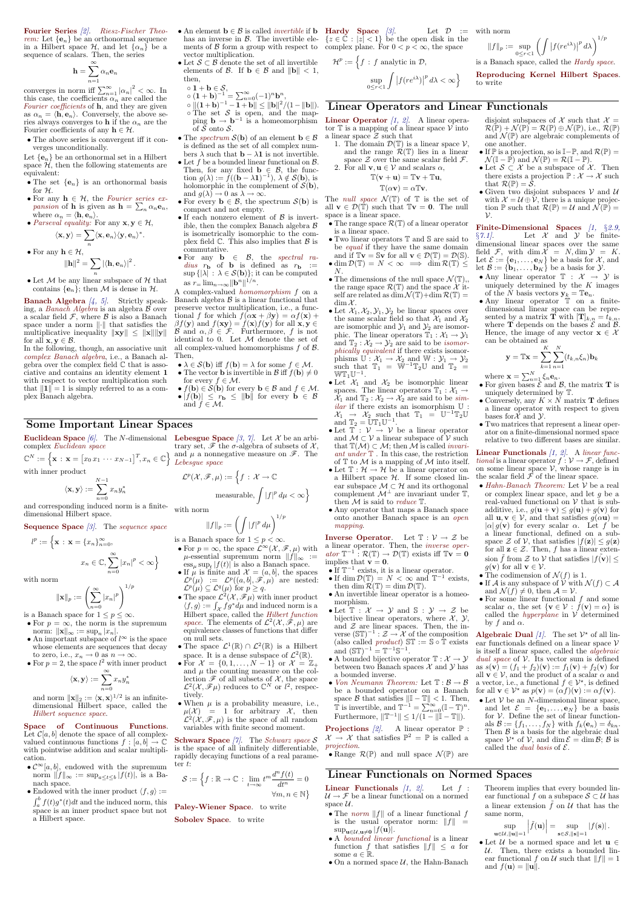**Fourier Series** [2]. *Riesz-Fischer Theorem:* Let $\{\mathbf{e}_n\}$ be an orthonormal sequence in a Hilbert space $\mathcal{H}$, and let $\{\alpha_n\}$ be a sequence of scalars. Then, the series

$$\mathbf{h} = \sum_{n=1}^{\infty} \alpha_n \mathbf{e}_n$$

converges in norm iff $\sum_{n=1}^{\infty} |\alpha_n|^2 < \infty$. In this case, the coefficients $\alpha_n$ are called the *Fourier coefficients* of $\mathbf{h}$, and they are given as $\alpha_n = \langle \mathbf{h}, \mathbf{e}_n \rangle$. Conversely, the above series always converges to $\mathbf{h}$ if the $\alpha_n$ are the Fourier coefficients of any $\mathbf{h} \in \mathcal{H}$.

- The above series is convergent iff it converges unconditionally.

Let $\{\mathbf{e}_n\}$ be an orthonormal set in a Hilbert space $\mathcal{H}$, then the following statements are equivalent:

- The set $\{\mathbf{e}_n\}$ is an orthonormal basis for $\mathcal{H}$.
- For any $\mathbf{h} \in \mathcal{H}$, the *Fourier series expansion* of $\mathbf{h}$ is given as $\mathbf{h} = \sum_n \alpha_n \mathbf{e}_n$, where $\alpha_n = \langle \mathbf{h}, \mathbf{e}_n \rangle$.
- *Parseval equality:* For any $\mathbf{x}, \mathbf{y} \in \mathcal{H}$,
$$\langle \mathbf{x}, \mathbf{y} \rangle = \sum_n \langle \mathbf{x}, \mathbf{e}_n \rangle \langle \mathbf{y}, \mathbf{e}_n \rangle^*.$$
- For any $\mathbf{h} \in \mathcal{H}$,
$$\|\mathbf{h}\|^2 = \sum_n |\langle \mathbf{h}, \mathbf{e}_n \rangle|^2.$$
- Let $\mathcal{M}$ be any linear subspace of $\mathcal{H}$ that contains $\{\mathbf{e}_n\}$; then $\mathcal{M}$ is dense in $\mathcal{H}$.

**Banach Algebra** [4, 5]. Strictly speaking, a *Banach Algebra* is an algebra $\mathcal{B}$ over a scalar field $\mathcal{F}$, where $\mathcal{B}$ is also a Banach space under a norm $\|\cdot\|$ that satisfies the multiplicative inequality $\|\mathbf{x}\mathbf{y}\| \le \|\mathbf{x}\| \|\mathbf{y}\|$ for all $\mathbf{x}, \mathbf{y} \in \mathcal{B}$.

In the following, though, an associative unit *complex Banach algebra*, i.e., a Banach algebra over the complex field $\mathbb{C}$ that is associative and contains an identity element $\mathbf{1}$ with respect to vector multiplication such that $\|\mathbf{1}\| = 1$ is simply referred to as a complex Banach algebra.

- An element $\mathbf{b} \in \mathcal{B}$ is called *invertible* if $\mathbf{b}$ has an inverse in $\mathcal{B}$. The invertible elements of $\mathcal{B}$ form a group with respect to vector multiplication.
- Let $\mathcal{S} \subset \mathcal{B}$ denote the set of all invertible elements of $\mathcal{B}$. If $\mathbf{b} \in \mathcal{B}$ and $\|\mathbf{b}\| < 1$, then,
  - $\mathbf{1} + \mathbf{b} \in \mathcal{S}$,
  - $(\mathbf{1} + \mathbf{b})^{-1} = \sum_{n=0}^{\infty} (-1)^n \mathbf{b}^n$,
  - $\|(\mathbf{1} + \mathbf{b})^{-1} - \mathbf{1} + \mathbf{b}\| \le \|\mathbf{b}\|^2 / (1 - \|\mathbf{b}\|)$.
  - The set $\mathcal{S}$ is open, and the mapping $\mathbf{b} \to \mathbf{b}^{-1}$ is a homeomorphism of $\mathcal{S}$ onto $\mathcal{S}$.
- The *spectrum* $\mathcal{S}(\mathbf{b})$ of an element $\mathbf{b} \in \mathcal{B}$ is defined as the set of all complex numbers $\lambda$ such that $\mathbf{b} - \lambda \mathbf{1}$ is not invertible.
- Let $f$ be a bounded linear functional on $\mathcal{B}$. Then, for any fixed $\mathbf{b} \in \mathcal{B}$, the function $g(\lambda) := f((\mathbf{b} - \lambda\mathbf{1})^{-1})$, $\lambda \notin \mathcal{S}(\mathbf{b})$, is holomorphic in the complement of $\mathcal{S}(\mathbf{b})$, and $g(\lambda) \to 0$ as $\lambda \to \infty$.
- For every $\mathbf{b} \in \mathcal{B}$, the spectrum $\mathcal{S}(\mathbf{b})$ is compact and not empty.
- If each nonzero element of $\mathcal{B}$ is invertible, then the complex Banach algebra $\mathcal{B}$ is isometrically isomorphic to the complex field $\mathbb{C}$. This also implies that $\mathcal{B}$ is commutative.
- For any $\mathbf{b} \in \mathcal{B}$, the *spectral radius* $r_{\mathbf{b}}$ of $\mathbf{b}$ is defined as $r_{\mathbf{b}} := \sup\{|\lambda| : \lambda \in \mathcal{S}(\mathbf{b})\}$; it can be computed as $r = \lim_{n\to\infty} \|\mathbf{b}^n\|^{1/n}$.

A complex-valued *homomorphism* $f$ on a Banach algebra $\mathcal{B}$ is a linear functional that preserve vector multiplication, i.e., a function $f$ for which $f(\alpha\mathbf{x} + \beta\mathbf{y}) = \alpha f(\mathbf{x}) + \beta f(\mathbf{y})$ and $f(\mathbf{x}\mathbf{y}) = f(\mathbf{x}) f(\mathbf{y})$ for all $\mathbf{x}, \mathbf{y} \in \mathcal{B}$ and $\alpha, \beta \in \mathcal{F}$. Furthermore, $f$ is not identical to 0. Let $\mathcal{M}$ denote the set of all complex-valued homomorphisms $f$ of $\mathcal{B}$. Then,

- $\lambda \in \mathcal{S}(\mathbf{b})$ iff $f(\mathbf{b}) = \lambda$ for some $f \in \mathcal{M}$.
- The vector $\mathbf{b}$ is invertible in $\mathcal{B}$ iff $f(\mathbf{b}) \neq 0$ for every $f \in \mathcal{M}$.
- $f(\mathbf{b}) \in \mathcal{S}(\mathbf{b})$ for every $\mathbf{b} \in \mathcal{B}$ and $f \in \mathcal{M}$.
- $|f(\mathbf{b})| \le r_{\mathbf{b}} \le \|\mathbf{b}\|$ for every $\mathbf{b} \in \mathcal{B}$ and $f \in \mathcal{M}$.

**Hardy Space** [3]. Let $\mathcal{D} := \{z \in \mathbb{C} : |z| < 1\}$ be the open disk in the complex plane. For $0 < p < \infty$, the space

$$\mathcal{H}^p := \Big\{ f : f \text{ analytic in } \mathcal{D}, \sup_{0 \le r < 1} \int \left| f(re^{i\lambda}) \right|^p d\lambda < \infty \Big\}$$

with norm

$$\|f\|_p := \sup_{0 \le r < 1} \left( \int \left| f(re^{i\lambda}) \right|^p d\lambda \right)^{1/p}$$

is a Banach space, called the *Hardy space*.

**Reproducing Kernel Hilbert Spaces**. to write

## Some Important Linear Spaces

**Euclidean Space** [6]. The $N$-dimensional complex *Euclidean space*

$$\mathbb{C}^N := \Big\{ \mathbf{x} : \mathbf{x} = [x_0 \, x_1 \cdots x_{N-1}]^T, x_n \in \mathbb{C} \Big\}$$

with inner product

$$\langle \mathbf{x}, \mathbf{y} \rangle := \sum_{n=0}^{N-1} x_n y_n^*$$

and corresponding induced norm is a finite-dimensional Hilbert space.

**Sequence Space** [3]. The *sequence space*

$$l^p := \Big\{ \mathbf{x} : \mathbf{x} = \{x_n\}_{n=0}^{\infty}, x_n \in \mathbb{C}, \sum_{n=0}^{\infty} |x_n|^p < \infty \Big\}$$

with norm

$$\|\mathbf{x}\|_p := \left( \sum_{n=0}^{\infty} |x_n|^p \right)^{1/p}$$

is a Banach space for $1 \le p \le \infty$.

- For $p = \infty$, the norm is the supremum norm: $\|\mathbf{x}\|_\infty := \sup_n |x_n|$.
- An important subspace of $l^\infty$ is the space whose elements are sequences that decay to zero, i.e., $x_n \to 0$ as $n \to \infty$.
- For $p = 2$, the space $l^2$ with inner product
$$\langle \mathbf{x}, \mathbf{y} \rangle := \sum_{n=0}^{\infty} x_n y_n^*$$
and norm $\|\mathbf{x}\|_2 := \langle \mathbf{x}, \mathbf{x} \rangle^{1/2}$ is an infinite-dimensional Hilbert space, called the *Hilbert sequence space*.

**Space of Continuous Functions**. Let $\mathcal{C}[a, b]$ denote the space of all complex-valued continuous functions $f : [a, b] \to \mathbb{C}$ with pointwise addition and scalar multiplication.

- $\mathcal{C}^\infty[a, b]$, endowed with the supremum norm $\|f\|_\infty := \sup_{a \le t \le b} |f(t)|$, is a Banach space.
- Endowed with the inner product $\langle f, g \rangle := \int_a^b f(t) g^*(t) dt$ and the induced norm, this space is an inner product space but not a Hilbert space.

**Lebesgue Space** [3, 7]. Let $\mathcal{X}$ be an arbitrary set, $\mathscr{F}$ the $\sigma$-algebra of subsets of $\mathcal{X}$, and $\mu$ a nonnegative measure on $\mathscr{F}$. The *Lebesgue space*

$$\mathcal{L}^p(\mathcal{X}, \mathscr{F}, \mu) := \Big\{ f : \mathcal{X} \to \mathbb{C} \text{ measurable}, \int |f|^p \, d\mu < \infty \Big\}$$

with norm

$$\|f\|_p := \left( \int |f|^p \, d\mu \right)^{1/p}$$

is a Banach space for $1 \le p < \infty$.

- For $p = \infty$, the space $\mathcal{L}^\infty(\mathcal{X}, \mathscr{F}, \mu)$ with $\mu$-essential supremum norm $\|f\|_\infty := \mathrm{ess}_\mu \sup_t |f(t)|$ is also a Banach space.
- If $\mu$ is finite and $\mathcal{X} = [a, b]$, the spaces $\mathcal{L}^p(\mu) := \mathcal{L}^p([a, b], \mathscr{F}, \mu)$ are nested: $\mathcal{L}^p(\mu) \subseteq \mathcal{L}^q(\mu)$ for $p \ge q$.
- The space $\mathcal{L}^2(\mathcal{X}, \mathscr{F}, \mu)$ with inner product $\langle f, g \rangle := \int_{\mathcal{X}} f g^* d\mu$ and induced norm is a Hilbert space, called the *Hilbert function space*. The elements of $\mathcal{L}^2(\mathcal{X}, \mathscr{F}, \mu)$ are equivalence classes of functions that differ on null sets.
- The space $\mathcal{L}^1(\mathbb{R}) \cap \mathcal{L}^2(\mathbb{R})$ is a Hilbert space. It is a dense subspace of $\mathcal{L}^2(\mathbb{R})$.
- For $\mathcal{X} = \{0, 1, \ldots, N-1\}$ or $\mathcal{X} = \mathbb{Z}_+$ and $\mu$ the counting measure on the collection $\mathscr{F}$ of all subsets of $\mathcal{X}$, the space $\mathcal{L}^2(\mathcal{X}, \mathscr{F}\mu)$ reduces to $\mathbb{C}^N$ or $l^2$, respectively.
- When $\mu$ is a probability measure, i.e., $\mu(\mathcal{X}) = 1$ for arbitrary $\mathcal{X}$, then $\mathcal{L}^2(\mathcal{X}, \mathscr{F}, \mu)$ is the space of all random variables with finite second moment.

**Schwarz Space** [7]. The *Schwarz space* $\mathcal{S}$ is the space of all infinitely differentiable, rapidly decaying functions of a real parameter $t$:

$$\mathcal{S} := \Big\{ f : \mathbb{R} \to \mathbb{C} : \lim_{t\to\infty} t^m \frac{d^n f(t)}{dt^n} = 0 \;\; \forall m, n \in \mathbb{N} \Big\}$$

**Paley-Wiener Space**. to write

**Sobolev Space**. to write

## Linear Operators and Linear Functionals

**Linear Operator** [1, 2]. A linear operator $\mathbb{T}$ is a mapping of a linear space $\mathcal{V}$ into a linear space $\mathcal{Z}$ such that

1. The domain $\mathcal{D}(\mathbb{T})$ is a linear space $\mathcal{V}$, and the range $\mathcal{R}(\mathbb{T})$ lies in a linear space $\mathcal{Z}$ over the same scalar field $\mathcal{F}$.
2. For all $\mathbf{v}, \mathbf{u} \in \mathcal{V}$ and scalars $\alpha$,
$$\mathbb{T}(\mathbf{v} + \mathbf{u}) = \mathbb{T}\mathbf{v} + \mathbb{T}\mathbf{u},$$
$$\mathbb{T}(\alpha\mathbf{v}) = \alpha\mathbb{T}\mathbf{v}.$$

The *null space* $\mathcal{N}(\mathbb{T})$ of $\mathbb{T}$ is the set of all $\mathbf{v} \in \mathcal{D}(\mathbb{T})$ such that $\mathbb{T}\mathbf{v} = \mathbf{0}$. The null space is a linear space.

- The range space $\mathcal{R}(\mathbb{T})$ of a linear operator is a linear space.
- Two linear operators $\mathbb{T}$ and $\mathbb{S}$ are said to be *equal* if they have the same domain and if $\mathbb{T}\mathbf{v} = \mathbb{S}\mathbf{v}$ for all $\mathbf{v} \in \mathcal{D}(\mathbb{T}) = \mathcal{D}(\mathbb{S})$.
- $\dim \mathcal{D}(\mathbb{T}) = N < \infty \implies \dim \mathcal{R}(\mathbb{T}) \le N$.
- The dimensions of the null space $\mathcal{N}(\mathbb{T})$, the range space $\mathcal{R}(\mathbb{T})$ and the space $\mathcal{X}$ itself are related as $\dim \mathcal{N}(\mathbb{T}) + \dim \mathcal{R}(\mathbb{T}) = \dim \mathcal{X}$.
- Let $\mathcal{X}_1, \mathcal{X}_2, \mathcal{Y}_1, \mathcal{Y}_2$ be linear spaces over the same scalar field so that $\mathcal{X}_1$ and $\mathcal{X}_2$ are isomorphic and $\mathcal{Y}_1$ and $\mathcal{Y}_2$ are isomorphic. The linear operators $\mathbb{T}_1 : \mathcal{X}_1 \to \mathcal{Y}_1$ and $\mathbb{T}_2 : \mathcal{X}_2 \to \mathcal{Y}_2$ are said to be *isomorphically equivalent* if there exists isomorphisms $\mathbb{U} : \mathcal{X}_1 \to \mathcal{X}_2$ and $\mathbb{W} : \mathcal{Y}_1 \to \mathcal{Y}_2$ such that $\mathbb{T}_1 = \mathbb{W}^{-1}\mathbb{T}_2\mathbb{U}$ and $\mathbb{T}_2 = \mathbb{W}\mathbb{T}_1\mathbb{U}^{-1}$.
- Let $\mathcal{X}_1$ and $\mathcal{X}_2$ be isomorphic linear spaces. The linear operators $\mathbb{T}_1 : \mathcal{X}_1 \to \mathcal{X}_1$ and $\mathbb{T}_2 : \mathcal{X}_2 \to \mathcal{X}_2$ are said to be *similar* if there exists an isomorphism $\mathbb{U} : \mathcal{X}_1 \to \mathcal{X}_2$ such that $\mathbb{T}_1 = \mathbb{U}^{-1}\mathbb{T}_2\mathbb{U}$ and $\mathbb{T}_2 = \mathbb{U}\mathbb{T}_1\mathbb{U}^{-1}$.
- Let $\mathbb{T} : \mathcal{V} \to \mathcal{V}$ be a linear operator and $\mathcal{M} \subset \mathcal{V}$ a linear subspace of $\mathcal{V}$ such that $\mathbb{T}(\mathcal{M}) \subset \mathcal{M}$; then $\mathcal{M}$ is called *invariant under* $\mathbb{T}$. In this case, the restriction of $\mathbb{T}$ to $\mathcal{M}$ is a mapping of $\mathcal{M}$ into itself.
- Let $\mathbb{T} : \mathcal{H} \to \mathcal{H}$ be a linear operator on a Hilbert space $\mathcal{H}$. If some closed linear subspace $\mathcal{M} \subset \mathcal{H}$ and its orthogonal complement $\mathcal{M}^\perp$ are invariant under $\mathbb{T}$, then $\mathcal{M}$ is said to *reduce* $\mathbb{T}$.
- Any operator that maps a Banach space onto another Banach space is an *open mapping*.

**Inverse Operator**. Let $\mathbb{T} : \mathcal{V} \to \mathcal{Z}$ be a linear operator. Then, the *inverse operator* $\mathbb{T}^{-1} : \mathcal{R}(\mathbb{T}) \to \mathcal{D}(\mathbb{T})$ exists iff $\mathbb{T}\mathbf{v} = \mathbf{0}$ implies that $\mathbf{v} = \mathbf{0}$.

- If $\mathbb{T}^{-1}$ exists, it is a linear operator.
- If $\dim \mathcal{D}(\mathbb{T}) = N < \infty$ and $\mathbb{T}^{-1}$ exists, then $\dim \mathcal{R}(\mathbb{T}) = \dim \mathcal{D}(\mathbb{T})$.
- An invertible linear operator is a homeomorphism.
- Let $\mathbb{T} : \mathcal{X} \to \mathcal{Y}$ and $\mathbb{S} : \mathcal{Y} \to \mathcal{Z}$ be bijective linear operators, where $\mathcal{X}$, $\mathcal{Y}$, and $\mathcal{Z}$ are linear spaces. Then, the inverse $(\mathbb{S}\mathbb{T})^{-1} : \mathcal{Z} \to \mathcal{X}$ of the composition (also called *product*) $\mathbb{S}\mathbb{T} := \mathbb{S} \circ \mathbb{T}$ exists and $(\mathbb{S}\mathbb{T})^{-1} = \mathbb{T}^{-1}\mathbb{S}^{-1}$.
- A bounded bijective operator $\mathbb{T} : \mathcal{X} \to \mathcal{Y}$ between two Banach spaces $\mathcal{X}$ and $\mathcal{Y}$ has a bounded inverse.
- *Von Neumann Theorem:* Let $\mathbb{T} : \mathcal{B} \to \mathcal{B}$ be a bounded operator on a Banach space $\mathcal{B}$ that satisfies $\|\mathbb{I} - \mathbb{T}\| < 1$. Then, $\mathbb{T}$ is invertible, and $\mathbb{T}^{-1} = \sum_{n=0}^{\infty} (\mathbb{I} - \mathbb{T})^n$. Furthermore, $\|\mathbb{T}^{-1}\| \le 1/(1 - \|\mathbb{I} - \mathbb{T}\|)$.

**Projections** [2]. A linear operator $\mathbb{P} : \mathcal{X} \to \mathcal{X}$ that satisfies $\mathbb{P}^2 = \mathbb{P}$ is called a *projection*.

- Range $\mathcal{R}(\mathbb{P})$ and null space $\mathcal{N}(\mathbb{P})$ are disjoint subspaces of $\mathcal{X}$ such that $\mathcal{X} = \mathcal{R}(\mathbb{P}) + \mathcal{N}(\mathbb{P}) = \mathcal{R}(\mathbb{P}) \oplus \mathcal{N}(\mathbb{P})$, i.e., $\mathcal{R}(\mathbb{P})$ and $\mathcal{N}(\mathbb{P})$ are algebraic complements of one another.
- If $\mathbb{P}$ is a projection, so is $\mathbb{I} - \mathbb{P}$, and $\mathcal{R}(\mathbb{P}) = \mathcal{N}(\mathbb{I} - \mathbb{P})$ and $\mathcal{N}(\mathbb{P}) = \mathcal{R}(\mathbb{I} - \mathbb{P})$.
- Let $\mathcal{S} \subset \mathcal{X}$ be a subspace of $\mathcal{X}$. Then there exists a projection $\mathbb{P} : \mathcal{X} \to \mathcal{X}$ such that $\mathcal{R}(\mathbb{P}) = \mathcal{S}$.
- Given two disjoint subspaces $\mathcal{V}$ and $\mathcal{U}$ with $\mathcal{X} = \mathcal{U} \oplus \mathcal{V}$, there is a unique projection $\mathbb{P}$ such that $\mathcal{R}(\mathbb{P}) = \mathcal{U}$ and $\mathcal{N}(\mathbb{P}) = \mathcal{V}$.

**Finite-Dimensional Spaces** [1, §2.9, §7.1]. Let $\mathcal{X}$ and $\mathcal{Y}$ be finite-dimensional linear spaces over the same field $\mathcal{F}$, with $\dim \mathcal{X} = N, \dim \mathcal{Y} = K$. Let $\mathcal{E} := \{\mathbf{e}_1, \ldots, \mathbf{e}_N\}$ be a basis for $\mathcal{X}$, and let $\mathcal{B} := \{\mathbf{b}_1, \ldots, \mathbf{b}_K\}$ be a basis for $\mathcal{Y}$.

- Any linear operator $\mathbb{T} : \mathcal{X} \to \mathcal{Y}$ is uniquely determined by the $K$ images of the $N$ basis vectors $\mathbf{y}_k = \mathbb{T}\mathbf{e}_n$.
- Any linear operator $\mathbb{T}$ on a finite-dimensional normed space can be represented by a matrix $\mathbf{T}$ with $[\mathbf{T}]_{k,n} = t_{k,n}$, where $\mathbf{T}$ depends on the bases $\mathcal{E}$ and $\mathcal{B}$. Hence, the image of any vector $\mathbf{x} \in \mathcal{X}$ can be obtained as
$$\mathbf{y} = \mathbb{T}\mathbf{x} = \sum_{k=1}^{K} \sum_{n=1}^{N} (t_{k,n} \xi_n) \mathbf{b}_k$$
where $\mathbf{x} = \sum_{n=1}^{N} \xi_n \mathbf{e}_n$.
- For given bases $\mathcal{E}$ and $\mathcal{B}$, the matrix $\mathbf{T}$ is uniquely determined by $\mathbb{T}$.
- Conversely, any $K \times N$ matrix $\mathbf{T}$ defines a linear operator with respect to given bases for $\mathcal{X}$ and $\mathcal{Y}$.
- Two matrices that represent a linear operator on a finite-dimensional normed space relative to two different bases are similar.

**Linear Functionals** [1, 2]. A *linear functional* is a linear operator $f : \mathcal{V} \to \mathcal{F}$, defined on some linear space $\mathcal{V}$, whose range is in the scalar field $\mathcal{F}$ of the linear space.

- *Hahn-Banach Theorem:* Let $\mathcal{V}$ be a real or complex linear space, and let $g$ be a real-valued functional on $\mathcal{V}$ that is subadditive, i.e., $g(\mathbf{u} + \mathbf{v}) \le g(\mathbf{u}) + g(\mathbf{v})$ for all $\mathbf{u}, \mathbf{v} \in \mathcal{V}$, and that satisfies $g(\alpha\mathbf{u}) = |\alpha| g(\mathbf{v})$ for every scalar $\alpha$. Let $f$ be a linear functional, defined on a subspace $\mathcal{Z}$ of $\mathcal{V}$, that satisfies $|f(\mathbf{z})| \le g(\mathbf{z})$ for all $\mathbf{z} \in \mathcal{Z}$. Then, $f$ has a linear extension $\tilde{f}$ from $\mathcal{Z}$ to $\mathcal{V}$ that satisfies $|f(\mathbf{v})| \le g(\mathbf{v})$ for all $\mathbf{v} \in \mathcal{V}$.
- The codimension of $\mathcal{N}(f)$ is 1.
- If $\mathcal{A}$ is any subspace of $\mathcal{V}$ with $\mathcal{N}(f) \subset \mathcal{A}$ and $\mathcal{N}(f) \neq 0$, then $\mathcal{A} = \mathcal{V}$.
- For some linear functional $f$ and some scalar $\alpha$, the set $\{\mathbf{v} \in \mathcal{V} : f(\mathbf{v}) = \alpha\}$ is called the *hyperplane* in $\mathcal{V}$ determined by $f$ and $\alpha$.

**Algebraic Dual** [1]. The set $\mathcal{V}^\star$ of all linear functionals defined on a linear space $\mathcal{V}$ is itself a linear space, called the *algebraic dual space* of $\mathcal{V}$. Its vector sum is defined as $s(\mathbf{v}) = (f_1 + f_2)(\mathbf{v}) := f_1(\mathbf{v}) + f_2(\mathbf{v})$ for all $\mathbf{v} \in \mathcal{V}$, and the product of a scalar $\alpha$ and a vector, i.e., a functional $f \in \mathcal{V}^\star$, is defined for all $\mathbf{v} \in \mathcal{V}^\star$ as $p(\mathbf{v}) = (\alpha f)(\mathbf{v}) := \alpha f(\mathbf{v})$.

- Let $\mathcal{V}$ be an $N$-dimensional linear space, and let $\mathcal{E} = \{\mathbf{e}_1, \ldots, \mathbf{e}_N\}$ be a basis for $\mathcal{V}$. Define the set of linear functionals $\mathcal{B} := \{f_1, \ldots, f_N\}$ with $f_k(\mathbf{e}_n) = \delta_{kn}$. Then $\mathcal{B}$ is a basis for the algebraic dual space $\mathcal{V}^\star$ of $\mathcal{V}$, and $\dim \mathcal{E} = \dim \mathcal{B}$; $\mathcal{B}$ is called the *dual basis* of $\mathcal{E}$.

## Linear Functionals on Normed Spaces

**Linear Functionals** [1, 2]. Let $f : \mathcal{U} \to \mathcal{F}$ be a linear functional on a normed space $\mathcal{U}$.

- The *norm* $\|f\|$ of a linear functional $f$ is the usual operator norm: $\|f\| = \sup_{\mathbf{u} \in \mathcal{U}, \mathbf{u} \neq 0} |f(\mathbf{u})|$.
- A *bounded linear functional* is a linear function $f$ that satisfies $\|f\| \le a$ for some $a \in \mathbb{R}$.
- On a normed space $\mathcal{U}$, the Hahn-Banach Theorem implies that every bounded linear functional $f$ on a subspace $\mathcal{S} \subset \mathcal{U}$ has a linear extension $\tilde{f}$ on $\mathcal{U}$ that has the same norm,
$$\sup_{\mathbf{u} \in \mathcal{U}, \|\mathbf{u}\|=1} \left| \tilde{f}(\mathbf{u}) \right| = \sup_{\mathbf{s} \in \mathcal{S}, \|\mathbf{s}\|=1} |f(\mathbf{s})|.$$
- Let $\mathcal{U}$ be a normed space and let $\mathbf{u} \in \mathcal{U}$. Then, there exists a bounded linear functional $f$ on $\mathcal{U}$ such that $\|f\| = 1$ and $f(\mathbf{u}) = \|\mathbf{u}\|$.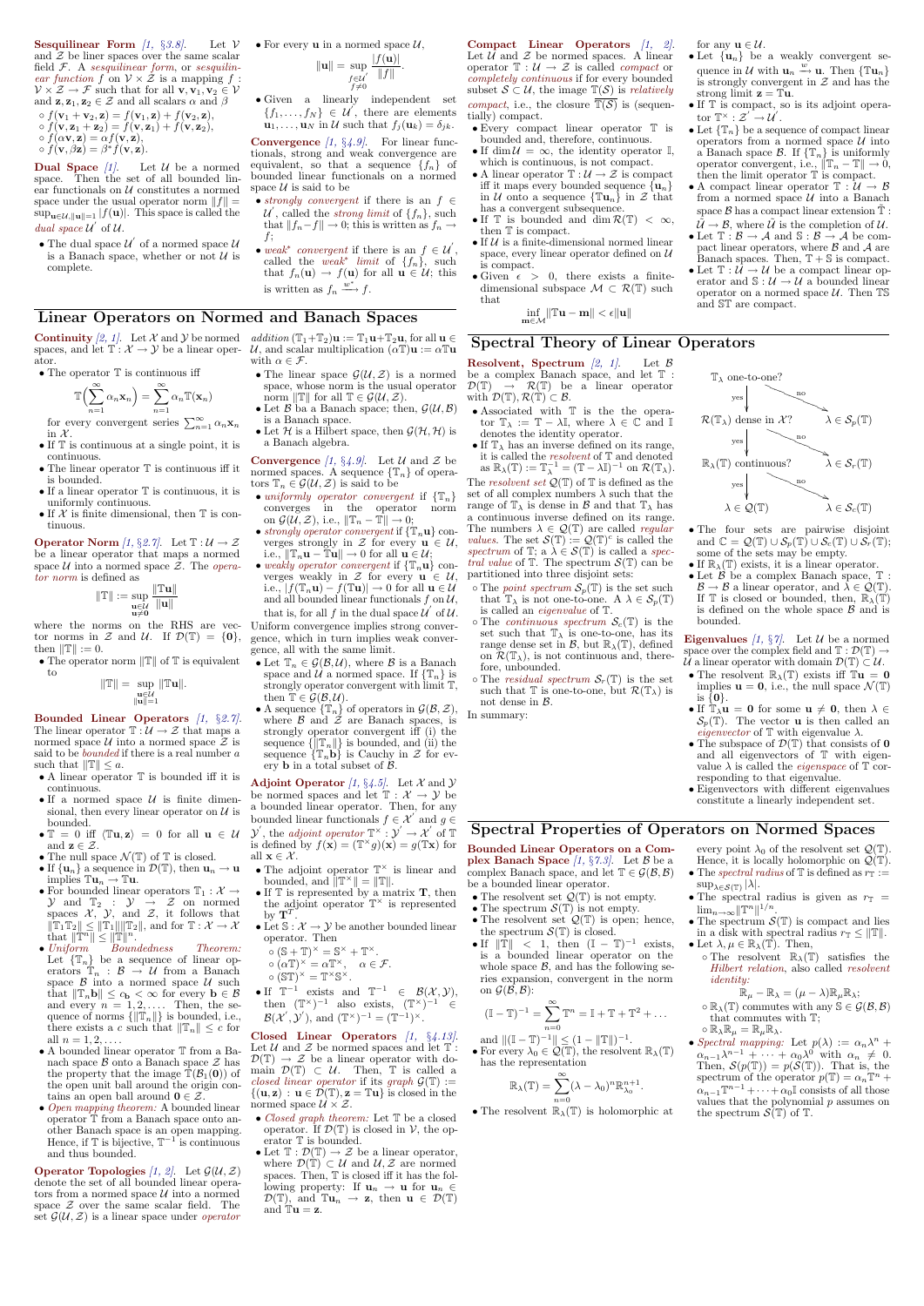**Sesquilinear Form** *[1, §3.8]*. Let $\mathcal{V}$ and $\mathcal{Z}$ be liner spaces over the same scalar field $\mathcal{F}$. A *sesquilinear form*, or *sesquilinear function* $f$ on $\mathcal{V} \times \mathcal{Z}$ is a mapping $f : \mathcal{V} \times \mathcal{Z} \to \mathcal{F}$ such that for all $\mathbf{v}, \mathbf{v}_1, \mathbf{v}_2 \in \mathcal{V}$ and $\mathbf{z}, \mathbf{z}_1, \mathbf{z}_2 \in \mathcal{Z}$ and all scalars $\alpha$ and $\beta$

- $f(\mathbf{v}_1 + \mathbf{v}_2, \mathbf{z}) = f(\mathbf{v}_1, \mathbf{z}) + f(\mathbf{v}_2, \mathbf{z})$,
- $f(\mathbf{v}, \mathbf{z}_1 + \mathbf{z}_2) = f(\mathbf{v}, \mathbf{z}_1) + f(\mathbf{v}, \mathbf{z}_2)$,
- $f(\alpha\mathbf{v}, \mathbf{z}) = \alpha f(\mathbf{v}, \mathbf{z})$,
- $f(\mathbf{v}, \beta\mathbf{z}) = \beta^* f(\mathbf{v}, \mathbf{z})$.

**Dual Space** *[1]*. Let $\mathcal{U}$ be a normed space. Then the set of all bounded linear functionals on $\mathcal{U}$ constitutes a normed space under the usual operator norm $\|f\| = \sup_{\mathbf{u}\in\mathcal{U}, \|\mathbf{u}\|=1} |f(\mathbf{u})|$. This space is called the *dual space* $\mathcal{U}'$ of $\mathcal{U}$.

- The dual space $\mathcal{U}'$ of a normed space $\mathcal{U}$ is a Banach space, whether or not $\mathcal{U}$ is complete.
- For every $\mathbf{u}$ in a normed space $\mathcal{U}$,
$$\|\mathbf{u}\| = \sup_{\substack{f\in\mathcal{U}'\\ f\neq 0}} \frac{|f(\mathbf{u})|}{\|f\|}.$$
- Given a linearly independent set $\{f_1, \ldots, f_N\} \in \mathcal{U}'$, there are elements $\mathbf{u}_1, \ldots, \mathbf{u}_N$ in $\mathcal{U}$ such that $f_j(\mathbf{u}_k) = \delta_{jk}$.

**Convergence** *[1, §4.9]*. For linear functionals, strong and weak convergence are equivalent, so that a sequence $\{f_n\}$ of bounded linear functionals on a normed space $\mathcal{U}$ is said to be

- *strongly convergent* if there is an $f \in \mathcal{U}'$, called the *strong limit* of $\{f_n\}$, such that $\|f_n - f\| \to 0$; this is written as $f_n \to f$;
- *weak\* convergent* if there is an $f \in \mathcal{U}'$, called the *weak\* limit* of $\{f_n\}$, such that $f_n(\mathbf{u}) \to f(\mathbf{u})$ for all $\mathbf{u} \in \mathcal{U}$; this is written as $f_n \xrightarrow{w^*} f$.

**Compact Linear Operators** *[1, 2]*. Let $\mathcal{U}$ and $\mathcal{Z}$ be normed spaces. A linear operator $\mathbb{T} : \mathcal{U} \to \mathcal{Z}$ is called *compact* or *completely continuous* if for every bounded subset $\mathcal{S} \subset \mathcal{U}$, the image $\mathbb{T}(\mathcal{S})$ is *relatively compact*, i.e., the closure $\overline{\mathbb{T}(\mathcal{S})}$ is (sequentially) compact.

- Every compact linear operator $\mathbb{T}$ is bounded and, therefore, continuous.
- If $\dim \mathcal{U} = \infty$, the identity operator $\mathbb{I}$, which is continuous, is not compact.
- A linear operator $\mathbb{T} : \mathcal{U} \to \mathcal{Z}$ is compact iff it maps every bounded sequence $\{\mathbf{u}_n\}$ in $\mathcal{U}$ onto a sequence $\{\mathbb{T}\mathbf{u}_n\}$ in $\mathcal{Z}$ that has a convergent subsequence.
- If $\mathbb{T}$ is bounded and $\dim \mathcal{R}(\mathbb{T}) < \infty$, then $\mathbb{T}$ is compact.
- If $\mathcal{U}$ is a finite-dimensional normed linear space, every linear operator defined on $\mathcal{U}$ is compact.
- Given $\epsilon > 0$, there exists a finite-dimensional subspace $\mathcal{M} \subset \mathcal{R}(\mathbb{T})$ such that
$$\inf_{\mathbf{m}\in\mathcal{M}} \|\mathbb{T}\mathbf{u} - \mathbf{m}\| < \epsilon\|\mathbf{u}\|$$
for any $\mathbf{u} \in \mathcal{U}$.
- Let $\{\mathbf{u}_n\}$ be a weakly convergent sequence in $\mathcal{U}$ with $\mathbf{u}_n \xrightarrow{w} \mathbf{u}$. Then $\{\mathbb{T}\mathbf{u}_n\}$ is strongly convergent in $\mathcal{Z}$ and has the strong limit $\mathbf{z} = \mathbb{T}\mathbf{u}$.
- If $\mathbb{T}$ is compact, so is its adjoint operator $\mathbb{T}^\times : \mathcal{Z}' \to \mathcal{U}'$.
- Let $\{\mathbb{T}_n\}$ be a sequence of compact linear operators from a normed space $\mathcal{U}$ into a Banach space $\mathcal{B}$. If $\{\mathbb{T}_n\}$ is uniformly operator convergent, i.e., $\|\mathbb{T}_n - \mathbb{T}\| \to 0$, then the limit operator $\mathbb{T}$ is compact.
- A compact linear operator $\mathbb{T} : \mathcal{U} \to \mathcal{B}$ from a normed space $\mathcal{U}$ into a Banach space $\mathcal{B}$ has a compact linear extension $\tilde{\mathbb{T}} : \tilde{\mathcal{U}} \to \mathcal{B}$, where $\tilde{\mathcal{U}}$ is the completion of $\mathcal{U}$.
- Let $\mathbb{T} : \mathcal{B} \to \mathcal{A}$ and $\mathbb{S} : \mathcal{B} \to \mathcal{A}$ be compact linear operators, where $\mathcal{B}$ and $\mathcal{A}$ are Banach spaces. Then, $\mathbb{T} + \mathbb{S}$ is compact.
- Let $\mathbb{T} : \mathcal{U} \to \mathcal{U}$ be a compact linear operator and $\mathbb{S} : \mathcal{U} \to \mathcal{U}$ a bounded linear operator on a normed space $\mathcal{U}$. Then $\mathbb{T}\mathbb{S}$ and $\mathbb{S}\mathbb{T}$ are compact.

## Linear Operators on Normed and Banach Spaces

**Continuity** *[2, 1]*. Let $\mathcal{X}$ and $\mathcal{Y}$ be normed spaces, and let $\mathbb{T} : \mathcal{X} \to \mathcal{Y}$ be a linear operator.

- The operator $\mathbb{T}$ is continuous iff
$$\mathbb{T}\Big(\sum_{n=1}^{\infty} \alpha_n \mathbf{x}_n\Big) = \sum_{n=1}^{\infty} \alpha_n \mathbb{T}(\mathbf{x}_n)$$
for every convergent series $\sum_{n=1}^{\infty} \alpha_n \mathbf{x}_n$ in $\mathcal{X}$.
- If $\mathbb{T}$ is continuous at a single point, it is continuous.
- The linear operator $\mathbb{T}$ is continuous iff it is bounded.
- If a linear operator $\mathbb{T}$ is continuous, it is uniformly continuous.
- If $\mathcal{X}$ is finite dimensional, then $\mathbb{T}$ is continuous.

**Operator Norm** *[1, §2.7]*. Let $\mathbb{T} : \mathcal{U} \to \mathcal{Z}$ be a linear operator that maps a normed space $\mathcal{U}$ into a normed space $\mathcal{Z}$. The *operator norm* is defined as
$$\|\mathbb{T}\| := \sup_{\substack{\mathbf{u}\in\mathcal{U}\\ \mathbf{u}\neq \mathbf{0}}} \frac{\|\mathbb{T}\mathbf{u}\|}{\|\mathbf{u}\|}$$
where the norms on the RHS are vector norms in $\mathcal{Z}$ and $\mathcal{U}$. If $\mathcal{D}(\mathbb{T}) = \{\mathbf{0}\}$, then $\|\mathbb{T}\| := 0$.

- The operator norm $\|\mathbb{T}\|$ of $\mathbb{T}$ is equivalent to
$$\|\mathbb{T}\| = \sup_{\substack{\mathbf{u}\in\mathcal{U}\\ \|\mathbf{u}\|=1}} \|\mathbb{T}\mathbf{u}\|.$$

**Bounded Linear Operators** *[1, §2.7]*. The linear operator $\mathbb{T} : \mathcal{U} \to \mathcal{Z}$ that maps a normed space $\mathcal{U}$ into a normed space $\mathcal{Z}$ is said to be *bounded* if there is a real number $a$ such that $\|\mathbb{T}\| \le a$.

- A linear operator $\mathbb{T}$ is bounded iff it is continuous.
- If a normed space $\mathcal{U}$ is finite dimensional, then every linear operator on $\mathcal{U}$ is bounded.
- $\mathbb{T} = 0$ iff $\langle \mathbb{T}\mathbf{u}, \mathbf{z} \rangle = 0$ for all $\mathbf{u} \in \mathcal{U}$ and $\mathbf{z} \in \mathcal{Z}$.
- The null space $\mathcal{N}(\mathbb{T})$ of $\mathbb{T}$ is closed.
- If $\{\mathbf{u}_n\}$ a sequence in $\mathcal{D}(\mathbb{T})$, then $\mathbf{u}_n \to \mathbf{u}$ implies $\mathbb{T}\mathbf{u}_n \to \mathbb{T}\mathbf{u}$.
- For bounded linear operators $\mathbb{T}_1 : \mathcal{X} \to \mathcal{Y}$ and $\mathbb{T}_2 : \mathcal{Y} \to \mathcal{Z}$ on normed spaces $\mathcal{X}$, $\mathcal{Y}$, and $\mathcal{Z}$, it follows that $\|\mathbb{T}_1\mathbb{T}_2\| \le \|\mathbb{T}_1\|\|\mathbb{T}_2\|$, and for $\mathbb{T} : \mathcal{X} \to \mathcal{X}$ that $\|\mathbb{T}^n\| \le \|\mathbb{T}\|^n$.
- *Uniform Boundedness Theorem:* Let $\{\mathbb{T}_n\}$ be a sequence of linear operators $\mathbb{T}_n : \mathcal{B} \to \mathcal{U}$ from a Banach space $\mathcal{B}$ into a normed space $\mathcal{U}$ such that $\|\mathbb{T}_n\mathbf{b}\| \le c_\mathbf{b} < \infty$ for every $\mathbf{b} \in \mathcal{B}$ and every $n = 1, 2, \ldots$. Then, the sequence of norms $\{\|\mathbb{T}_n\|\}$ is bounded, i.e., there exists a $c$ such that $\|\mathbb{T}_n\| \le c$ for all $n = 1, 2, \ldots$.
- A bounded linear operator $\mathbb{T}$ from a Banach space $\mathcal{B}$ onto a Banach space $\mathcal{Z}$ has the property that the image $\mathbb{T}(\mathcal{B}_1(\mathbf{0}))$ of the open unit ball around the origin contains an open ball around $\mathbf{0} \in \mathcal{Z}$.
- *Open mapping theorem:* A bounded linear operator $\mathbb{T}$ from a Banach space onto another Banach space is an open mapping. Hence, if $\mathbb{T}$ is bijective, $\mathbb{T}^{-1}$ is continuous and thus bounded.

**Operator Topologies** *[1, 2]*. Let $\mathcal{G}(\mathcal{U}, \mathcal{Z})$ denote the set of all bounded linear operators from a normed space $\mathcal{U}$ into a normed space $\mathcal{Z}$ over the same scalar field $\mathcal{F}$. The set $\mathcal{G}(\mathcal{U}, \mathcal{Z})$ is a linear space under *operator addition* $(\mathbb{T}_1+\mathbb{T}_2)\mathbf{u} := \mathbb{T}_1\mathbf{u}+\mathbb{T}_2\mathbf{u}$, for all $\mathbf{u} \in \mathcal{U}$, and scalar multiplication $(\alpha\mathbb{T})\mathbf{u} := \alpha\mathbb{T}\mathbf{u}$ with $\alpha \in \mathcal{F}$.

- The linear space $\mathcal{G}(\mathcal{U}, \mathcal{Z})$ is a normed space, whose norm is the usual operator norm $\|\mathbb{T}\|$ for all $\mathbb{T} \in \mathcal{G}(\mathcal{U}, \mathcal{Z})$.
- Let $\mathcal{B}$ ba a Banach space; then, $\mathcal{G}(\mathcal{U}, \mathcal{B})$ is a Banach space.
- Let $\mathcal{H}$ is a Hilbert space, then $\mathcal{G}(\mathcal{H}, \mathcal{H})$ is a Banach algebra.

**Convergence** *[1, §4.9]*. Let $\mathcal{U}$ and $\mathcal{Z}$ be normed spaces. A sequence $\{\mathbb{T}_n\}$ of operators $\mathbb{T}_n \in \mathcal{G}(\mathcal{U}, \mathcal{Z})$ is said to be

- *uniformly operator convergent* if $\{\mathbb{T}_n\}$ converges in the operator norm on $\mathcal{G}(\mathcal{U}, \mathcal{Z})$, i.e., $\|\mathbb{T}_n - \mathbb{T}\| \to 0$;
- *strongly operator convergent* if $\{\mathbb{T}_n\mathbf{u}\}$ converges strongly in $\mathcal{Z}$ for every $\mathbf{u} \in \mathcal{U}$, i.e., $\|\mathbb{T}_n\mathbf{u} - \mathbb{T}\mathbf{u}\| \to 0$ for all $\mathbf{u} \in \mathcal{U}$;
- *weakly operator convergent* if $\{\mathbb{T}_n\mathbf{u}\}$ converges weakly in $\mathcal{Z}$ for every $\mathbf{u} \in \mathcal{U}$, i.e., $|f(\mathbb{T}_n\mathbf{u}) - f(\mathbb{T}\mathbf{u})| \to 0$ for all $\mathbf{u} \in \mathcal{U}$ and all bounded linear functionals $f$ on $\mathcal{U}$, that is, for all $f$ in the dual space $\mathcal{U}'$ of $\mathcal{U}$.

Uniform convergence implies strong convergence, which in turn implies weak convergence, all with the same limit.

- Let $\mathbb{T}_n \in \mathcal{G}(\mathcal{B}, \mathcal{U})$, where $\mathcal{B}$ is a Banach space and $\mathcal{U}$ a normed space. If $\{\mathbb{T}_n\}$ is strongly operator convergent with limit $\mathbb{T}$, then $\mathbb{T} \in \mathcal{G}(\mathcal{B}, \mathcal{U})$.
- A sequence $\{\mathbb{T}_n\}$ of operators in $\mathcal{G}(\mathcal{B}, \mathcal{Z})$, where $\mathcal{B}$ and $\mathcal{Z}$ are Banach spaces, is strongly operator convergent iff (i) the sequence $\{\|\mathbb{T}_n\|\}$ is bounded, and (ii) the sequence $\{\mathbb{T}_n\mathbf{b}\}$ is Cauchy in $\mathcal{Z}$ for every $\mathbf{b}$ in a total subset of $\mathcal{B}$.

**Adjoint Operator** *[1, §4.5]*. Let $\mathcal{X}$ and $\mathcal{Y}$ be normed spaces and let $\mathbb{T} : \mathcal{X} \to \mathcal{Y}$ be a bounded linear operator. Then, for any bounded linear functionals $f \in \mathcal{X}'$ and $g \in \mathcal{Y}'$, the *adjoint operator* $\mathbb{T}^\times : \mathcal{Y}' \to \mathcal{X}'$ of $\mathbb{T}$ is defined by $f(\mathbf{x}) = (\mathbb{T}^\times g)(\mathbf{x}) = g(\mathbb{T}\mathbf{x})$ for all $\mathbf{x} \in \mathcal{X}$.

- The adjoint operator $\mathbb{T}^\times$ is linear and bounded, and $\|\mathbb{T}^\times\| = \|\mathbb{T}\|$.
- If $\mathbb{T}$ is represented by a matrix $\mathbf{T}$, then the adjoint operator $\mathbb{T}^\times$ is represented by $\mathbf{T}^T$.
- Let $\mathbb{S} : \mathcal{X} \to \mathcal{Y}$ be another bounded linear operator. Then
  - $(\mathbb{S} + \mathbb{T})^\times = \mathbb{S}^\times + \mathbb{T}^\times$.
  - $(\alpha\mathbb{T})^\times = \alpha\mathbb{T}^\times$, $\quad \alpha \in \mathcal{F}$.
  - $(\mathbb{S}\mathbb{T})^\times = \mathbb{T}^\times\mathbb{S}^\times$.
- If $\mathbb{T}^{-1}$ exists and $\mathbb{T}^{-1} \in \mathcal{B}(\mathcal{X}, \mathcal{Y})$, then $(\mathbb{T}^\times)^{-1}$ also exists, $(\mathbb{T}^\times)^{-1} \in \mathcal{B}(\mathcal{X}', \mathcal{Y}')$, and $(\mathbb{T}^\times)^{-1} = (\mathbb{T}^{-1})^\times$.

**Closed Linear Operators** *[1, §4.13]*. Let $\mathcal{U}$ and $\mathcal{Z}$ be normed spaces and let $\mathbb{T} : \mathcal{D}(\mathbb{T}) \to \mathcal{Z}$ be a linear operator with domain $\mathcal{D}(\mathbb{T}) \subset \mathcal{U}$. Then $\mathbb{T}$ is called a *closed linear operator* if its *graph* $\mathcal{G}(\mathbb{T}) := \{(\mathbf{u}, \mathbf{z}) : \mathbf{u} \in \mathcal{D}(\mathbb{T}), \mathbf{z} = \mathbb{T}\mathbf{u}\}$ is closed in the normed space $\mathcal{U} \times \mathcal{Z}$.

- *Closed graph theorem:* Let $\mathbb{T}$ be a closed operator. If $\mathcal{D}(\mathbb{T})$ is closed in $\mathcal{V}$, the operator $\mathbb{T}$ is bounded.
- Let $\mathbb{T} : \mathcal{D}(\mathbb{T}) \to \mathcal{Z}$ be a linear operator, where $\mathcal{D}(\mathbb{T}) \subset \mathcal{U}$ and $\mathcal{U}, \mathcal{Z}$ are normed spaces. Then, $\mathbb{T}$ is closed iff it has the following property: If $\mathbf{u}_n \to \mathbf{u}$ for $\mathbf{u}_n \in \mathcal{D}(\mathbb{T})$, and $\mathbb{T}\mathbf{u}_n \to \mathbf{z}$, then $\mathbf{u} \in \mathcal{D}(\mathbb{T})$ and $\mathbb{T}\mathbf{u} = \mathbf{z}$.

## Spectral Theory of Linear Operators

**Resolvent, Spectrum** *[2, 1]*. Let $\mathcal{B}$ be a complex Banach space, and let $\mathbb{T} : \mathcal{D}(\mathbb{T}) \to \mathcal{R}(\mathbb{T})$ be a linear operator with $\mathcal{D}(\mathbb{T}), \mathcal{R}(\mathbb{T}) \subset \mathcal{B}$.

- Associated with $\mathbb{T}$ is the operator $\mathbb{T}_\lambda := \mathbb{T} - \lambda\mathbb{I}$, where $\lambda \in \mathbb{C}$ and $\mathbb{I}$ denotes the identity operator.
- If $\mathbb{T}_\lambda$ has an inverse defined on its range, it is called the *resolvent* of $\mathbb{T}$ and denoted as $\mathbb{R}_\lambda(\mathbb{T}) := \mathbb{T}_\lambda^{-1} = (\mathbb{T} - \lambda\mathbb{I})^{-1}$ on $\mathcal{R}(\mathbb{T}_\lambda)$.

The *resolvent set* $\mathcal{Q}(\mathbb{T})$ of $\mathbb{T}$ is defined as the set of all complex numbers $\lambda$ such that the range of $\mathbb{T}_\lambda$ is dense in $\mathcal{B}$ and that $\mathbb{T}_\lambda$ has a continuous inverse defined on its range. The numbers $\lambda \in \mathcal{Q}(\mathbb{T})$ are called *regular values*. The set $\mathcal{S}(\mathbb{T}) := \mathcal{Q}(\mathbb{T})^c$ is called the *spectrum* of $\mathbb{T}$; a $\lambda \in \mathcal{S}(\mathbb{T})$ is called a *spectral value* of $\mathbb{T}$. The spectrum $\mathcal{S}(\mathbb{T})$ can be partitioned into three disjoint sets:

- The *point spectrum* $\mathcal{S}_p(\mathbb{T})$ is the set such that $\mathbb{T}_\lambda$ is not one-to-one. A $\lambda \in \mathcal{S}_p(\mathbb{T})$ is called an *eigenvalue* of $\mathbb{T}$.
- The *continuous spectrum* $\mathcal{S}_c(\mathbb{T})$ is the set such that $\mathbb{T}_\lambda$ is one-to-one, has its range dense in $\mathcal{B}$, but $\mathbb{R}_\lambda(\mathbb{T})$, defined on $\mathcal{R}(\mathbb{T}_\lambda)$, is not continuous and, therefore, unbounded.
- The *residual spectrum* $\mathcal{S}_r(\mathbb{T})$ is the set such that $\mathbb{T}$ is one-to-one, but $\mathcal{R}(\mathbb{T}_\lambda)$ is not dense in $\mathcal{B}$.

In summary:

- $\mathbb{T}_\lambda$ one-to-one? — no → $\lambda \in \mathcal{S}_p(\mathbb{T})$; yes ↓
- $\mathcal{R}(\mathbb{T}_\lambda)$ dense in $\mathcal{X}$? — no → $\lambda \in \mathcal{S}_r(\mathbb{T})$; yes ↓
- $\mathbb{R}_\lambda(\mathbb{T})$ continuous? — no → $\lambda \in \mathcal{S}_c(\mathbb{T})$; yes → $\lambda \in \mathcal{Q}(\mathbb{T})$

- The four sets are pairwise disjoint and $\mathbb{C} = \mathcal{Q}(\mathbb{T}) \cup \mathcal{S}_p(\mathbb{T}) \cup \mathcal{S}_c(\mathbb{T}) \cup \mathcal{S}_r(\mathbb{T})$; some of the sets may be empty.
- If $\mathbb{R}_\lambda(\mathbb{T})$ exists, it is a linear operator.
- Let $\mathcal{B}$ be a complex Banach space, $\mathbb{T} : \mathcal{B} \to \mathcal{B}$ a linear operator, and $\lambda \in \mathcal{Q}(\mathbb{T})$. If $\mathbb{T}$ is closed or bounded, then, $\mathbb{R}_\lambda(\mathbb{T})$ is defined on the whole space $\mathcal{B}$ and is bounded.

**Eigenvalues** *[1, §7]*. Let $\mathcal{U}$ be a normed space over the complex field and $\mathbb{T} : \mathcal{D}(\mathbb{T}) \to \mathcal{U}$ a linear operator with domain $\mathcal{D}(\mathbb{T}) \subset \mathcal{U}$.

- The resolvent $\mathbb{R}_\lambda(\mathbb{T})$ exists iff $\mathbb{T}\mathbf{u} = \mathbf{0}$ implies $\mathbf{u} = \mathbf{0}$, i.e., the null space $\mathcal{N}(\mathbb{T})$ is $\{\mathbf{0}\}$.
- If $\mathbb{T}_\lambda\mathbf{u} = \mathbf{0}$ for some $\mathbf{u} \neq \mathbf{0}$, then $\lambda \in \mathcal{S}_p(\mathbb{T})$. The vector $\mathbf{u}$ is then called an *eigenvector* of $\mathbb{T}$ with eigenvalue $\lambda$.
- The subspace of $\mathcal{D}(\mathbb{T})$ that consists of $\mathbf{0}$ and all eigenvectors of $\mathbb{T}$ with eigenvalue $\lambda$ is called the *eigenspace* of $\mathbb{T}$ corresponding to that eigenvalue.
- Eigenvectors with different eigenvalues constitute a linearly independent set.

## Spectral Properties of Operators on Normed Spaces

**Bounded Linear Operators on a Complex Banach Space** *[1, §7.3]*. Let $\mathcal{B}$ be a complex Banach space, and let $\mathbb{T} \in \mathcal{G}(\mathcal{B}, \mathcal{B})$ be a bounded linear operator.

- The resolvent set $\mathcal{Q}(\mathbb{T})$ is not empty.
- The spectrum $\mathcal{S}(\mathbb{T})$ is not empty.
- The resolvent set $\mathcal{Q}(\mathbb{T})$ is open; hence, the spectrum $\mathcal{S}(\mathbb{T})$ is closed.
- If $\|\mathbb{T}\| < 1$, then $(\mathbb{I} - \mathbb{T})^{-1}$ exists, is a bounded linear operator on the whole space $\mathcal{B}$, and has the following series representation, convergent in the norm on $\mathcal{G}(\mathcal{B}, \mathcal{B})$:
$$(\mathbb{I} - \mathbb{T})^{-1} = \sum_{n=0}^{\infty} \mathbb{T}^n = \mathbb{I} + \mathbb{T} + \mathbb{T}^2 + \ldots$$
and $\|(\mathbb{I} - \mathbb{T})^{-1}\| \le (1 - \|\mathbb{T}\|)^{-1}$.
- For every $\lambda_0 \in \mathcal{Q}(\mathbb{T})$, the resolvent $\mathbb{R}_\lambda(\mathbb{T})$ has the representation
$$\mathbb{R}_\lambda(\mathbb{T}) = \sum_{n=0}^{\infty} (\lambda - \lambda_0)^n \mathbb{R}_{\lambda_0}^{n+1}.$$
- The resolvent $\mathbb{R}_\lambda(\mathbb{T})$ is holomorphic at every point $\lambda_0$ of the resolvent set $\mathcal{Q}(\mathbb{T})$. Hence, it is locally holomorphic on $\mathcal{Q}(\mathbb{T})$.
- The *spectral radius* of $\mathbb{T}$ is defined as $r_\mathbb{T} := \sup_{\lambda\in\mathcal{S}(\mathbb{T})} |\lambda|$.
- The spectral radius is given as $r_\mathbb{T} = \lim_{n\to\infty} \|\mathbb{T}^n\|^{1/n}$.
- The spectrum $\mathcal{S}(\mathbb{T})$ is compact and lies in a disk with spectral radius $r_\mathbb{T} \le \|\mathbb{T}\|$.
- Let $\lambda, \mu \in \mathbb{R}_\lambda(\mathbb{T})$. Then,
  - The resolvent $\mathbb{R}_\lambda(\mathbb{T})$ satisfies the *Hilbert relation*, also called *resolvent identity*:
  $$\mathbb{R}_\mu - \mathbb{R}_\lambda = (\mu - \lambda)\mathbb{R}_\mu\mathbb{R}_\lambda;$$
  - $\mathbb{R}_\lambda(\mathbb{T})$ commutes with any $\mathbb{S} \in \mathcal{G}(\mathcal{B}, \mathcal{B})$ that commutes with $\mathbb{T}$;
  - $\mathbb{R}_\lambda\mathbb{R}_\mu = \mathbb{R}_\mu\mathbb{R}_\lambda$.
- *Spectral mapping:* Let $p(\lambda) := \alpha_n\lambda^n + \alpha_{n-1}\lambda^{n-1} + \cdots + \alpha_0\lambda^0$ with $\alpha_n \neq 0$. Then, $\mathcal{S}(p(\mathbb{T})) = p(\mathcal{S}(\mathbb{T}))$. That is, the spectrum of the operator $p(\mathbb{T}) = \alpha_n\mathbb{T}^n + \alpha_{n-1}\mathbb{T}^{n-1} + \cdots + \alpha_0\mathbb{I}$ consists of all those values that the polynomial $p$ assumes on the spectrum $\mathcal{S}(\mathbb{T})$ of $\mathbb{T}$.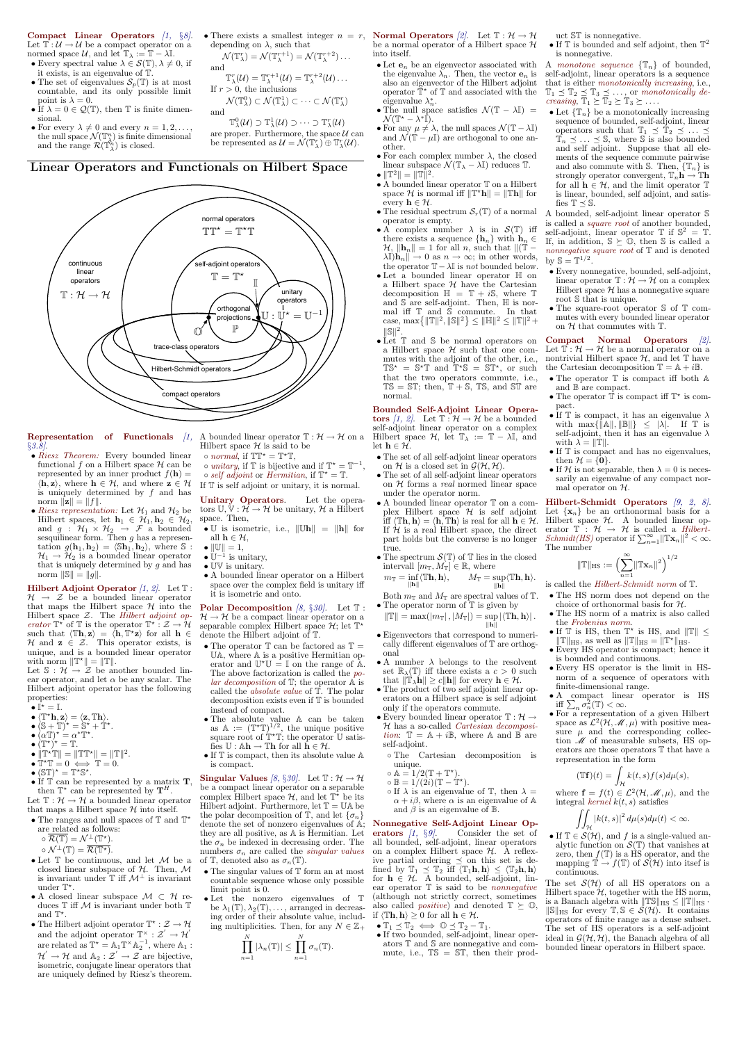**Compact Linear Operators** [1, §8]. Let $\mathbb{T}: \mathcal{U} \to \mathcal{U}$ be a compact operator on a normed space $\mathcal{U}$, and let $\mathbb{T}_\lambda := \mathbb{T} - \lambda\mathbb{I}$.

- Every spectral value $\lambda \in \mathcal{S}(\mathbb{T}), \lambda \neq 0$, if it exists, is an eigenvalue of $\mathbb{T}$.
- The set of eigenvalues $\mathcal{S}_p(\mathbb{T})$ is at most countable, and its only possible limit point is $\lambda = 0$.
- If $\lambda = 0 \in \mathcal{Q}(\mathbb{T})$, then $\mathbb{T}$ is finite dimensional.
- For every $\lambda \neq 0$ and every $n = 1, 2, \ldots,$ the null space $\mathcal{N}(\mathbb{T}_\lambda^n)$ is finite dimensional and the range $\mathcal{R}(\mathbb{T}_\lambda^n)$ is closed.
- There exists a smallest integer $n = r$, depending on $\lambda$, such that
$$\mathcal{N}(\mathbb{T}_\lambda^r) = \mathcal{N}(\mathbb{T}_\lambda^{r+1}) = \mathcal{N}(\mathbb{T}_\lambda^{r+2}) \ldots$$
and
$$\mathbb{T}_\lambda^r(\mathcal{U}) = \mathbb{T}_\lambda^{r+1}(\mathcal{U}) = \mathbb{T}_\lambda^{r+2}(\mathcal{U}) \ldots$$
If $r > 0$, the inclusions
$$\mathcal{N}(\mathbb{T}_\lambda^0) \subset \mathcal{N}(\mathbb{T}_\lambda^1) \subset \cdots \subset \mathcal{N}(\mathbb{T}_\lambda^r)$$
and
$$\mathbb{T}_\lambda^0(\mathcal{U}) \supset \mathbb{T}_\lambda^1(\mathcal{U}) \supset \cdots \supset \mathbb{T}_\lambda^r(\mathcal{U})$$
are proper. Furthermore, the space $\mathcal{U}$ can be represented as $\mathcal{U} = \mathcal{N}(\mathbb{T}_\lambda^r) \oplus \mathbb{T}_\lambda^r(\mathcal{U})$.

# Linear Operators and Functionals on Hilbert Space

**Representation of Functionals** [1, §3.8].

- *Riesz Theorem:* Every bounded linear functional $f$ on a Hilbert space $\mathcal{H}$ can be represented by an inner product $f(\mathbf{h}) = \langle \mathbf{h}, \mathbf{z} \rangle$, where $\mathbf{h} \in \mathcal{H}$, and where $\mathbf{z} \in \mathcal{H}$ is uniquely determined by $f$ and has norm $\|\mathbf{z}\| = \|f\|$.
- *Riesz representation:* Let $\mathcal{H}_1$ and $\mathcal{H}_2$ be Hilbert spaces, let $\mathbf{h}_1 \in \mathcal{H}_1, \mathbf{h}_2 \in \mathcal{H}_2$, and let $g: \mathcal{H}_1 \times \mathcal{H}_2 \to \mathcal{F}$ a bounded sesquilinear form. Then $g$ has a representation $g(\mathbf{h}_1, \mathbf{h}_2) = \langle \mathbb{S}\mathbf{h}_1, \mathbf{h}_2 \rangle$, where $\mathbb{S}: \mathcal{H}_1 \to \mathcal{H}_2$ is a bounded linear operator that is uniquely determined by $g$ and has norm $\|\mathbb{S}\| = \|g\|$.

**Hilbert Adjoint Operator** [1, 2]. Let $\mathbb{T}: \mathcal{H} \to \mathcal{Z}$ be a bounded linear operator that maps the Hilbert space $\mathcal{H}$ into the Hilbert space $\mathcal{Z}$. The *Hilbert adjoint operator* $\mathbb{T}^\star$ of $\mathbb{T}$ is the operator $\mathbb{T}^\star: \mathcal{Z} \to \mathcal{H}$ such that $\langle \mathbb{T}\mathbf{h}, \mathbf{z} \rangle = \langle \mathbf{h}, \mathbb{T}^\star\mathbf{z} \rangle$ for all $\mathbf{h} \in \mathcal{H}$ and $\mathbf{z} \in \mathcal{Z}$. This operator exists, is unique, and is a bounded linear operator with norm $\|\mathbb{T}^\star\| = \|\mathbb{T}\|$.

Let $\mathbb{S}: \mathcal{H} \to \mathcal{Z}$ be another bounded linear operator, and let $\alpha$ be any scalar. The Hilbert adjoint operator has the following properties:

- $\mathbb{I}^\star = \mathbb{I}$.
- $\langle \mathbb{T}^\star\mathbf{h}, \mathbf{z} \rangle = \langle \mathbf{z}, \mathbb{T}\mathbf{h} \rangle$.
- $(\mathbb{S} + \mathbb{T})^\star = \mathbb{S}^\star + \mathbb{T}^\star$.
- $(\alpha\mathbb{T})^\star = \alpha^\star\mathbb{T}^\star$.
- $(\mathbb{T}^\star)^\star = \mathbb{T}$.
- $\|\mathbb{T}^\star\mathbb{T}\| = \|\mathbb{T}\mathbb{T}^\star\| = \|\mathbb{T}\|^2$.
- $\mathbb{T}^\star\mathbb{T} = 0 \iff \mathbb{T} = 0$.
- $(\mathbb{S}\mathbb{T})^\star = \mathbb{T}^\star\mathbb{S}^\star$.
- If $\mathbb{T}$ can be represented by a matrix $\mathbf{T}$, then $\mathbb{T}^\star$ can be represented by $\overline{\mathbf{T}}^H$.

Let $\mathbb{T}: \mathcal{H} \to \mathcal{H}$ a bounded linear operator that maps a Hilbert space $\mathcal{H}$ into itself.

- The ranges and null spaces of $\mathbb{T}$ and $\mathbb{T}^\star$ are related as follows:
  - $\overline{\mathcal{R}(\mathbb{T})} = \mathcal{N}^\perp(\mathbb{T}^\star)$.
  - $\mathcal{N}^\perp(\mathbb{T}) = \overline{\mathcal{R}(\mathbb{T}^\star)}$.
- Let $\mathbb{T}$ be continuous, and let $\mathcal{M}$ be a closed linear subspace of $\mathcal{H}$. Then, $\mathcal{M}$ is invariant under $\mathbb{T}$ iff $\mathcal{M}^\perp$ is invariant under $\mathbb{T}^\star$.
- A closed linear subspace $\mathcal{M} \subset \mathcal{H}$ reduces $\mathbb{T}$ iff $\mathcal{M}$ is invariant under both $\mathbb{T}$ and $\mathbb{T}^\star$.
- The Hilbert adjoint operator $\mathbb{T}^\star: \mathcal{Z} \to \mathcal{H}$ and the adjoint operator $\mathbb{T}^\times: \mathcal{Z}' \to \mathcal{H}'$ are related as $\mathbb{T}^\star = \mathbb{A}_1\mathbb{T}^\times\mathbb{A}_2^{-1}$, where $\mathbb{A}_1: \mathcal{H}' \to \mathcal{H}$ and $\mathbb{A}_2: \mathcal{Z}' \to \mathcal{Z}$ are bijective, isometric, conjugate linear operators that are uniquely defined by Riesz's theorem.

A bounded linear operator $\mathbb{T}: \mathcal{H} \to \mathcal{H}$ on a Hilbert space $\mathcal{H}$ is said to be

- *normal*, if $\mathbb{T}\mathbb{T}^\star = \mathbb{T}^\star\mathbb{T}$,
- *unitary*, if $\mathbb{T}$ is bijective and if $\mathbb{T}^\star = \mathbb{T}^{-1}$,
- *self adjoint* or *Hermitian*, if $\mathbb{T}^\star = \mathbb{T}$.

If $\mathbb{T}$ is self adjoint or unitary, it is normal.

**Unitary Operators**. Let the operators $\mathbb{U}, \mathbb{V}: \mathcal{H} \to \mathcal{H}$ be unitary, $\mathcal{H}$ a Hilbert space. Then,

- $\mathbb{U}$ is isometric, i.e., $\|\mathbb{U}\mathbf{h}\| = \|\mathbf{h}\|$ for all $\mathbf{h} \in \mathcal{H}$,
- $\|\mathbb{U}\| = 1$,
- $\mathbb{U}^{-1}$ is unitary,
- $\mathbb{U}\mathbb{V}$ is unitary.
- A bounded linear operator on a Hilbert space over the complex field is unitary iff it is isometric and onto.

**Polar Decomposition** [8, §30]. Let $\mathbb{T}: \mathcal{H} \to \mathcal{H}$ be a compact linear operator on a separable complex Hilbert space $\mathcal{H}$; let $\mathbb{T}^\star$ denote the Hilbert adjoint of $\mathbb{T}$.

- The operator $\mathbb{T}$ can be factored as $\mathbb{T} = \mathbb{U}\mathbb{A}$, where $\mathbb{A}$ is a positive Hermitian operator and $\mathbb{U}^\star\mathbb{U} = \mathbb{I}$ on the range of $\mathbb{A}$. The above factorization is called the *polar decomposition* of $\mathbb{T}$; the operator $\mathbb{A}$ is called the *absolute value* of $\mathbb{T}$. The polar decomposition exists even if $\mathbb{T}$ is bounded instead of compact.
- The absolute value $\mathbb{A}$ can be taken as $\mathbb{A} := (\mathbb{T}^\star\mathbb{T})^{1/2}$, the unique positive square root of $\mathbb{T}^\star\mathbb{T}$; the operator $\mathbb{U}$ satisfies $\mathbb{U}: \mathbb{A}\mathbf{h} \to \mathbb{T}\mathbf{h}$ for all $\mathbf{h} \in \mathcal{H}$.
- If $\mathbb{T}$ is compact, then its absolute value $\mathbb{A}$ is compact.

**Singular Values** [8, §30]. Let $\mathbb{T}: \mathcal{H} \to \mathcal{H}$ be a compact linear operator on a separable complex Hilbert space $\mathcal{H}$, and let $\mathbb{T}^\star$ be its Hilbert adjoint. Furthermore, let $\mathbb{T} = \mathbb{U}\mathbb{A}$ be the polar decomposition of $\mathbb{T}$, and let $\{\sigma_n\}$ denote the set of nonzero eigenvalues of $\mathbb{A}$; they are all positive, as $\mathbb{A}$ is Hermitian. Let the $\sigma_n$ be indexed in decreasing order. The numbers $\sigma_n$ are called the *singular values* of $\mathbb{T}$, denoted also as $\sigma_n(\mathbb{T})$.

- The singular values of $\mathbb{T}$ form an at most countable sequence whose only possible limit point is 0.
- Let the nonzero eigenvalues of $\mathbb{T}$ be $\lambda_1(\mathbb{T}), \lambda_2(\mathbb{T}), \ldots$, arranged in decreasing order of their absolute value, including multiplicities. Then, for any $N \in \mathbb{Z}_+$
$$\prod_{n=1}^N |\lambda_n(\mathbb{T})| \leq \prod_{n=1}^N \sigma_n(\mathbb{T}).$$

**Normal Operators** [2]. Let $\mathbb{T}: \mathcal{H} \to \mathcal{H}$ be a normal operator of a Hilbert space $\mathcal{H}$ into itself.

- Let $\mathbf{e}_n$ be an eigenvector associated with the eigenvalue $\lambda_n$. Then, the vector $\mathbf{e}_n$ is also an eigenvector of the Hilbert adjoint operator $\mathbb{T}^\star$ of $\mathbb{T}$ and associated with the eigenvalue $\lambda_n^\star$.
- The null space satisfies $\mathcal{N}(\mathbb{T} - \lambda\mathbb{I}) = \mathcal{N}(\mathbb{T}^\star - \lambda^\star\mathbb{I})$.
- For any $\mu \neq \lambda$, the null spaces $\mathcal{N}(\mathbb{T} - \lambda\mathbb{I})$ and $\mathcal{N}(\mathbb{T} - \mu\mathbb{I})$ are orthogonal to one another.
- For each complex number $\lambda$, the closed linear subspace $\mathcal{N}(\mathbb{T}_\lambda - \lambda\mathbb{I})$ reduces $\mathbb{T}$.
- $\|\mathbb{T}^2\| = \|\mathbb{T}\|^2$.
- A bounded linear operator $\mathbb{T}$ on a Hilbert space $\mathcal{H}$ is normal iff $\|\mathbb{T}^\star\mathbf{h}\| = \|\mathbb{T}\mathbf{h}\|$ for every $\mathbf{h} \in \mathcal{H}$.
- The residual spectrum $\mathcal{S}_r(\mathbb{T})$ of a normal operator is empty.
- A complex number $\lambda$ is in $\mathcal{S}(\mathbb{T})$ iff there exists a sequence $\{\mathbf{h}_n\}$ with $\mathbf{h}_n \in \mathcal{H}$, $\|\mathbf{h}_n\| = 1$ for all $n$, such that $\|(\mathbb{T} - \lambda\mathbb{I})\mathbf{h}_n\| \to 0$ as $n \to \infty$; in other words, the operator $\mathbb{T} - \lambda\mathbb{I}$ is *not* bounded below.
- Let a bounded linear operator $\mathbb{H}$ on a Hilbert space $\mathcal{H}$ have the Cartesian decomposition $\mathbb{H} = \mathbb{T} + i\mathbb{S}$, where $\mathbb{T}$ and $\mathbb{S}$ are self-adjoint. Then, $\mathbb{H}$ is normal iff $\mathbb{T}$ and $\mathbb{S}$ commute. In that case, $\max\{\|\mathbb{T}\|^2, \|\mathbb{S}\|^2\} \leq \|\mathbb{H}\|^2 \leq \|\mathbb{T}\|^2 + \|\mathbb{S}\|^2$.
- Let $\mathbb{T}$ and $\mathbb{S}$ be normal operators on a Hilbert space $\mathcal{H}$ such that one commutes with the adjoint of the other, i.e., $\mathbb{T}\mathbb{S}^\star = \mathbb{S}^\star\mathbb{T}$ and $\mathbb{T}^\star\mathbb{S} = \mathbb{S}\mathbb{T}^\star$, or such that the two operators commute, i.e., $\mathbb{T}\mathbb{S} = \mathbb{S}\mathbb{T}$; then, $\mathbb{T} + \mathbb{S}$, $\mathbb{T}\mathbb{S}$, and $\mathbb{S}\mathbb{T}$ are normal.

**Bounded Self-Adjoint Linear Operators** [1, 2]. Let $\mathbb{T}: \mathcal{H} \to \mathcal{H}$ be a bounded self-adjoint linear operator on a complex Hilbert space $\mathcal{H}$, let $\mathbb{T}_\lambda := \mathbb{T} - \lambda\mathbb{I}$, and let $\mathbf{h} \in \mathcal{H}$.

- The set of all self-adjoint linear operators on $\mathcal{H}$ is a closed set in $\mathcal{G}(\mathcal{H}, \mathcal{H})$.
- The set of all self-adjoint linear operators on $\mathcal{H}$ forms a *real* normed linear space under the operator norm.
- A bounded linear operator $\mathbb{T}$ on a complex Hilbert space $\mathcal{H}$ is self adjoint iff $\langle \mathbb{T}\mathbf{h}, \mathbf{h} \rangle = \langle \mathbf{h}, \mathbb{T}\mathbf{h} \rangle$ is real for all $\mathbf{h} \in \mathcal{H}$. If $\mathcal{H}$ is a real Hilbert space, the direct part holds but the converse is no longer true.
- The spectrum $\mathcal{S}(\mathbb{T})$ of $\mathbb{T}$ lies in the closed interval $[m_\mathbb{T}, M_\mathbb{T}] \in \mathbb{R}$, where
$$m_\mathbb{T} = \inf_{\|\mathbf{h}\|} \langle \mathbb{T}\mathbf{h}, \mathbf{h} \rangle, \qquad M_\mathbb{T} = \sup_{\|\mathbf{h}\|} \langle \mathbb{T}\mathbf{h}, \mathbf{h} \rangle.$$
Both $m_\mathbb{T}$ and $M_\mathbb{T}$ are spectral values of $\mathbb{T}$.
- The operator norm of $\mathbb{T}$ is given by
$$\|\mathbb{T}\| = \max(|m_\mathbb{T}|, |M_\mathbb{T}|) = \sup_{\|\mathbf{h}\|} |\langle \mathbb{T}\mathbf{h}, \mathbf{h} \rangle|.$$
- Eigenvectors that correspond to numerically different eigenvalues of $\mathbb{T}$ are orthogonal
- A number $\lambda$ belongs to the resolvent set $\mathbb{R}_\lambda(\mathbb{T})$ iff there exists a $c > 0$ such that $\|\mathbb{T}_\lambda\mathbf{h}\| \geq c\|\mathbf{h}\|$ for every $\mathbf{h} \in \mathcal{H}$.
- The product of two self adjoint operators on a Hilbert space is self adjoint only if the operators commute.
- Every bounded linear operator $\mathbb{T}: \mathcal{H} \to \mathcal{H}$ has a so-called *Cartesian decomposition*: $\mathbb{T} = \mathbb{A} + i\mathbb{B}$, where $\mathbb{A}$ and $\mathbb{B}$ are self-adjoint.
  - The Cartesian decomposition is unique.
  - $\mathbb{A} = 1/2(\mathbb{T} + \mathbb{T}^\star)$.
  - $\mathbb{B} = 1/(2i)(\mathbb{T} - \mathbb{T}^\star)$.
  - If $\lambda$ is an eigenvalue of $\mathbb{T}$, then $\lambda = \alpha + i\beta$, where $\alpha$ is an eigenvalue of $\mathbb{A}$ and $\beta$ is an eigenvalue of $\mathbb{B}$.

**Nonnegative Self-Adjoint Linear Operators** [1, §9]. Consider the set of all bounded, self-adjoint, linear operators on a complex Hilbert space $\mathcal{H}$. A reflexive partial ordering $\preceq$ on this set is defined by $\mathbb{T}_1 \preceq \mathbb{T}_2$ iff $\langle \mathbb{T}_1\mathbf{h}, \mathbf{h} \rangle \leq \langle \mathbb{T}_2\mathbf{h}, \mathbf{h} \rangle$ for $\mathbf{h} \in \mathcal{H}$. A bounded, self-adjoint, linear operator $\mathbb{T}$ is said to be *nonnegative* (although not strictly correct, sometimes also called *positive*) and denoted $\mathbb{T} \succeq \mathbb{O}$, if $\langle \mathbb{T}\mathbf{h}, \mathbf{h} \rangle \geq 0$ for all $\mathbf{h} \in \mathcal{H}$.

- $\mathbb{T}_1 \preceq \mathbb{T}_2 \iff \mathbb{O} \preceq \mathbb{T}_2 - \mathbb{T}_1$.
- If two bounded, self-adjoint, linear operators $\mathbb{T}$ and $\mathbb{S}$ are nonnegative and commute, i.e., $\mathbb{T}\mathbb{S} = \mathbb{S}\mathbb{T}$, then their product $\mathbb{S}\mathbb{T}$ is nonnegative.
- If $\mathbb{T}$ is bounded and self adjoint, then $\mathbb{T}^2$ is nonnegative.

A *monotone sequence* $\{\mathbb{T}_n\}$ of bounded, self-adjoint, linear operators is a sequence that is either *monotonically increasing*, i.e., $\mathbb{T}_1 \preceq \mathbb{T}_2 \preceq \mathbb{T}_3 \preceq \ldots$, or *monotonically decreasing*, $\mathbb{T}_1 \succeq \mathbb{T}_2 \succeq \mathbb{T}_3 \succeq \ldots$.

- Let $\{\mathbb{T}_n\}$ be a monotonically increasing sequence of bounded, self-adjoint, linear operators such that $\mathbb{T}_1 \preceq \mathbb{T}_2 \preceq \ldots \preceq \mathbb{T}_n \preceq \ldots \preceq \mathbb{S}$, where $\mathbb{S}$ is also bounded and self adjoint. Suppose that all elements of the sequence commute pairwise and also commute with $\mathbb{S}$. Then, $\{\mathbb{T}_n\}$ is strongly operator convergent, $\mathbb{T}_n\mathbf{h} \to \mathbb{T}\mathbf{h}$ for all $\mathbf{h} \in \mathcal{H}$, and the limit operator $\mathbb{T}$ is linear, bounded, self adjoint, and satisfies $\mathbb{T} \preceq \mathbb{S}$.

A bounded, self-adjoint linear operator $\mathbb{S}$ is called a *square root* of another bounded, self-adjoint, linear operator $\mathbb{T}$ if $\mathbb{S}^2 = \mathbb{T}$. If, in addition, $\mathbb{S} \succeq \mathbb{O}$, then $\mathbb{S}$ is called a *nonnegative square root* of $\mathbb{T}$ and is denoted by $\mathbb{S} = \mathbb{T}^{1/2}$.

- Every nonnegative, bounded, self-adjoint, linear operator $\mathbb{T}: \mathcal{H} \to \mathcal{H}$ on a complex Hilbert space $\mathcal{H}$ has a nonnegative square root $\mathbb{S}$ that is unique.
- The square-root operator $\mathbb{S}$ of $\mathbb{T}$ commutes with every bounded linear operator on $\mathcal{H}$ that commutes with $\mathbb{T}$.

**Compact Normal Operators** [2]. Let $\mathbb{T}: \mathcal{H} \to \mathcal{H}$ be a normal operator on a nontrivial Hilbert space $\mathcal{H}$, and let $\mathbb{T}$ have the Cartesian decomposition $\mathbb{T} = \mathbb{A} + i\mathbb{B}$.

- The operator $\mathbb{T}$ is compact iff both $\mathbb{A}$ and $\mathbb{B}$ are compact.
- The operator $\mathbb{T}$ is compact iff $\mathbb{T}^\star$ is compact.
- If $\mathbb{T}$ is compact, it has an eigenvalue $\lambda$ with $\max\{\|\mathbb{A}\|, \|\mathbb{B}\|\} \leq |\lambda|$. If $\mathbb{T}$ is self-adjoint, then it has an eigenvalue $\lambda$ with $\lambda = \|\mathbb{T}\|$.
- If $\mathbb{T}$ is compact and has no eigenvalues, then $\mathcal{H} = \{\mathbf{0}\}$.
- If $\mathcal{H}$ is not separable, then $\lambda = 0$ is necessarily an eigenvalue of any compact normal operator on $\mathcal{H}$.

**Hilbert-Schmidt Operators** [9, 2, 8]. Let $\{\mathbf{x}_n\}$ be an orthonormal basis for a Hilbert space $\mathcal{H}$. A bounded linear operator $\mathbb{T}: \mathcal{H} \to \mathcal{H}$ is called a *Hilbert-Schmidt(HS)* operator if $\sum_{n=1}^\infty \|\mathbb{T}\mathbf{x}_n\|^2 < \infty$. The number
$$\|\mathbb{T}\|_{\text{HS}} := \left(\sum_{n=1}^\infty \|\mathbb{T}\mathbf{x}_n\|^2\right)^{1/2}$$
is called the *Hilbert-Schmidt norm* of $\mathbb{T}$.

- The HS norm does not depend on the choice of orthonormal basis for $\mathcal{H}$.
- The HS norm of a matrix is also called the *Frobenius norm*.
- If $\mathbb{T}$ is HS, then $\mathbb{T}^\star$ is HS, and $\|\mathbb{T}\| \leq \|\mathbb{T}\|_{\text{HS}}$, as well as $\|\mathbb{T}\|_{\text{HS}} = \|\mathbb{T}^\star\|_{\text{HS}}$.
- Every HS operator is compact; hence it is bounded and continuous.
- Every HS operator is the limit in HS-norm of a sequence of operators with finite-dimensional range.
- A compact linear operator is HS iff $\sum_n \sigma_n^2(\mathbb{T}) < \infty$.
- For a representation of a given Hilbert space as $\mathcal{L}^2(\mathcal{H}, \mathscr{M}, \mu)$ with positive measure $\mu$ and the corresponding collection $\mathscr{M}$ of measurable subsets, HS operators are those operators $\mathbb{T}$ that have a representation in the form
$$(\mathbb{T}\mathbf{f})(t) = \int_\mathcal{H} k(t, s) f(s) d\mu(s),$$
where $\mathbf{f} = f(t) \in \mathcal{L}^2(\mathcal{H}, \mathscr{M}, \mu)$, and the integral *kernel* $k(t, s)$ satisfies
$$\iint_\mathcal{H} |k(t, s)|^2 d\mu(s) d\mu(t) < \infty.$$
- If $\mathbb{T} \in \mathcal{S}(\mathcal{H})$, and $f$ is a single-valued analytic function on $\mathcal{S}(\mathbb{T})$ that vanishes at zero, then $f(\mathbb{T})$ is a HS operator, and the mapping $\mathbb{T} \to f(\mathbb{T})$ of $\mathcal{S}(\mathcal{H})$ into itsef is continuous.

The set $\mathcal{S}(\mathcal{H})$ of all HS operators on a Hilbert space $\mathcal{H}$, together with the HS norm, is a Banach algebra with $\|\mathbb{T}\mathbb{S}\|_{\text{HS}} \leq \|\mathbb{T}\|_{\text{HS}} \cdot \|\mathbb{S}\|_{\text{HS}}$ for every $\mathbb{T}, \mathbb{S} \in \mathcal{S}(\mathcal{H})$. It contains operators of finite range as a dense subset. The set of HS operators is a self-adjoint ideal in $\mathcal{G}(\mathcal{H}, \mathcal{H})$, the Banach algebra of all bounded linear operators in Hilbert space.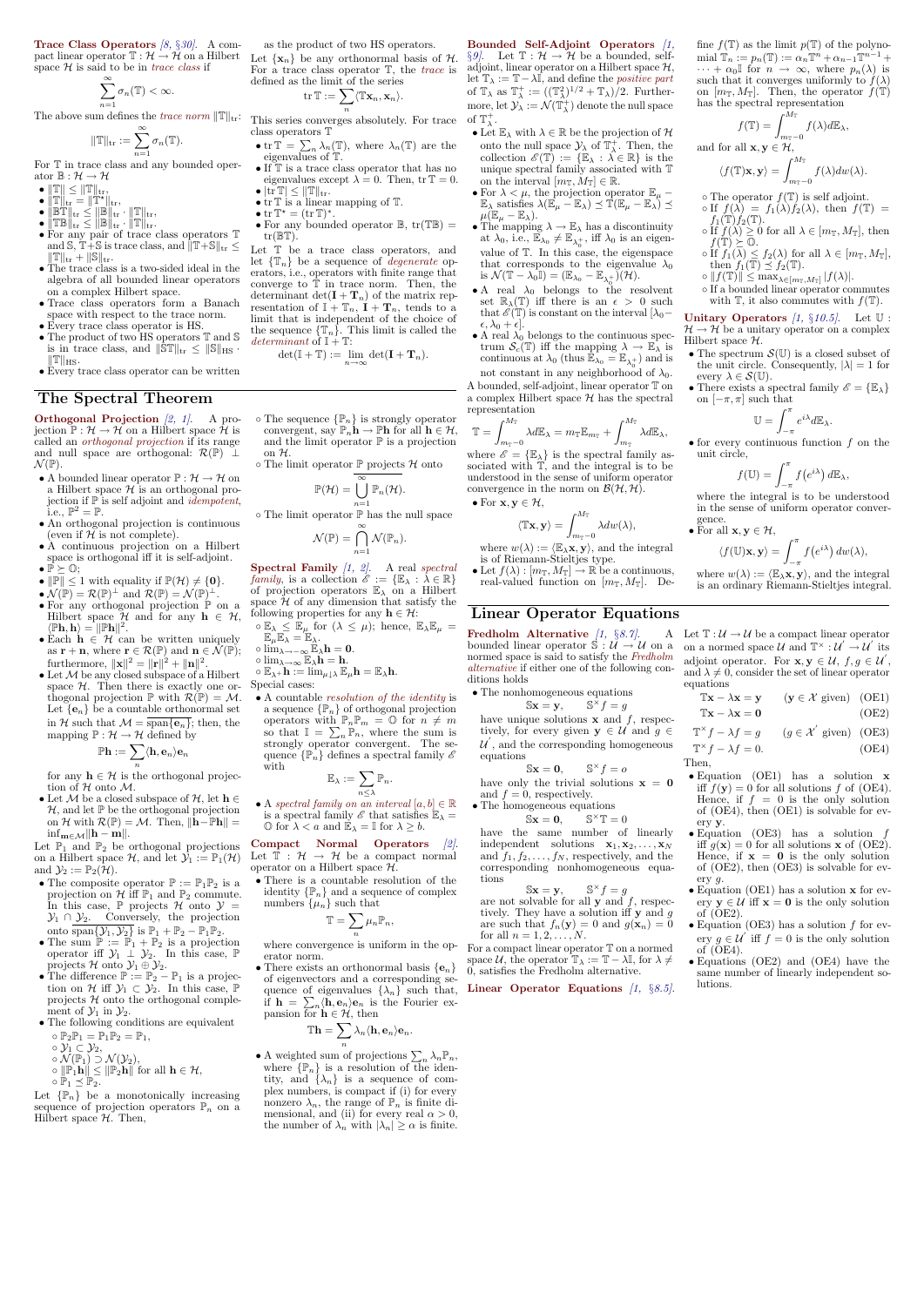**Trace Class Operators** [8, §30]. A compact linear operator $\mathbb{T}: \mathcal{H} \to \mathcal{H}$ on a Hilbert space $\mathcal{H}$ is said to be in *trace class* if

$$\sum_{n=1}^{\infty} \sigma_n(\mathbb{T}) < \infty.$$

The above sum defines the *trace norm* $\|\mathbb{T}\|_{\text{tr}}$:

$$\|\mathbb{T}\|_{\text{tr}} := \sum_{n=1}^{\infty} \sigma_n(\mathbb{T}).$$

For $\mathbb{T}$ in trace class and any bounded operator $\mathbb{B}: \mathcal{H} \to \mathcal{H}$

- $\|\mathbb{T}\| \le \|\mathbb{T}\|_{\text{tr}}$,
- $\|\mathbb{T}\|_{\text{tr}} = \|\mathbb{T}^*\|_{\text{tr}}$,
- $\|\mathbb{B}\mathbb{T}\|_{\text{tr}} \le \|\mathbb{B}\|_{\text{tr}} \cdot \|\mathbb{T}\|_{\text{tr}}$,
- $\|\mathbb{T}\mathbb{B}\|_{\text{tr}} \le \|\mathbb{B}\|_{\text{tr}} \cdot \|\mathbb{T}\|_{\text{tr}}$.
- For any pair of trace class operators $\mathbb{T}$ and $\mathbb{S}$, $\mathbb{T}+\mathbb{S}$ is trace class, and $\|\mathbb{T}+\mathbb{S}\|_{\text{tr}} \le \|\mathbb{T}\|_{\text{tr}} + \|\mathbb{S}\|_{\text{tr}}$.
- The trace class is a two-sided ideal in the algebra of all bounded linear operators on a complex Hilbert space.
- Trace class operators form a Banach space with respect to the trace norm.
- Every trace class operator is HS.
- The product of two HS operators $\mathbb{T}$ and $\mathbb{S}$ is in trace class, and $\|\mathbb{S}\mathbb{T}\|_{\text{tr}} \le \|\mathbb{S}\|_{\text{HS}} \cdot \|\mathbb{T}\|_{\text{HS}}$.
- Every trace class operator can be written as the product of two HS operators.

Let $\{\mathbf{x}_n\}$ be any orthonormal basis of $\mathcal{H}$. For a trace class operator $\mathbb{T}$, the *trace* is defined as the limit of the series

$$\operatorname{tr}\mathbb{T} := \sum_n \langle \mathbb{T}\mathbf{x}_n, \mathbf{x}_n \rangle.$$

This series converges absolutely. For trace class operators $\mathbb{T}$

- $\operatorname{tr}\mathbb{T} = \sum_n \lambda_n(\mathbb{T})$, where $\lambda_n(\mathbb{T})$ are the eigenvalues of $\mathbb{T}$.
- If $\mathbb{T}$ is a trace class operator that has no eigenvalues except $\lambda = 0$. Then, $\operatorname{tr}\mathbb{T} = 0$.
- $|\operatorname{tr}\mathbb{T}| \le \|\mathbb{T}\|_{\text{tr}}$.
- $\operatorname{tr}\mathbb{T}$ is a linear mapping of $\mathbb{T}$.
- $\operatorname{tr}\mathbb{T}^* = (\operatorname{tr}\mathbb{T})^*$.
- For any bounded operator $\mathbb{B}$, $\operatorname{tr}(\mathbb{T}\mathbb{B}) = \operatorname{tr}(\mathbb{B}\mathbb{T})$.

Let $\mathbb{T}$ be a trace class operators, and let $\{\mathbb{T}_n\}$ be a sequence of *degenerate* operators, i.e., operators with finite range that converge to $\mathbb{T}$ in trace norm. Then, the determinant $\det(\mathbf{I}+\mathbf{T}_n)$ of the matrix representation of $\mathbb{I}+\mathbb{T}_n$, $\mathbf{I}+\mathbf{T}_n$, tends to a limit that is independent of the choice of the sequence $\{\mathbb{T}_n\}$. This limit is called the *determinant* of $\mathbb{I}+\mathbb{T}$:

$$\det(\mathbb{I}+\mathbb{T}) := \lim_{n\to\infty} \det(\mathbf{I}+\mathbf{T}_n).$$

**Bounded Self-Adjoint Operators** [1, §9]. Let $\mathbb{T}: \mathcal{H} \to \mathcal{H}$ be a bounded, self-adjoint, linear operator on a Hilbert space $\mathcal{H}$, let $\mathbb{T}_\lambda := \mathbb{T} - \lambda\mathbb{I}$, and define the *positive part* of $\mathbb{T}_\lambda$ as $\mathbb{T}_\lambda^+ := ((\mathbb{T}_\lambda^2)^{1/2} + \mathbb{T}_\lambda)/2$. Furthermore, let $\mathcal{Y}_\lambda := \mathcal{N}(\mathbb{T}_\lambda^+)$ denote the null space of $\mathbb{T}_\lambda^+$.

- Let $\mathbb{E}_\lambda$ with $\lambda \in \mathbb{R}$ be the projection of $\mathcal{H}$ onto the null space $\mathcal{Y}_\lambda$ of $\mathbb{T}_\lambda^+$. Then, the collection $\mathscr{E}(\mathbb{T}) := \{\mathbb{E}_\lambda : \lambda \in \mathbb{R}\}$ is the unique spectral family associated with $\mathbb{T}$ on the interval $[m_\mathbb{T}, M_\mathbb{T}] \in \mathbb{R}$.
- For $\lambda < \mu$, the projection operator $\mathbb{E}_\mu - \mathbb{E}_\lambda$ satisfies $\lambda(\mathbb{E}_\mu - \mathbb{E}_\lambda) \preceq \mathbb{T}(\mathbb{E}_\mu - \mathbb{E}_\lambda) \preceq \mu(\mathbb{E}_\mu - \mathbb{E}_\lambda)$.
- The mapping $\lambda \to \mathbb{E}_\lambda$ has a discontinuity at $\lambda_0$, i.e., $\mathbb{E}_{\lambda_0} \neq \mathbb{E}_{\lambda_0^+}$, iff $\lambda_0$ is an eigenvalue of $\mathbb{T}$. In this case, the eigenspace that corresponds to the eigenvalue $\lambda_0$ is $\mathcal{N}(\mathbb{T} - \lambda_0\mathbb{I}) = (\mathbb{E}_{\lambda_0} - \mathbb{E}_{\lambda_0^+})(\mathcal{H})$.
- A real $\lambda_0$ belongs to the resolvent set $\mathbb{R}_\lambda(\mathbb{T})$ iff there is an $\epsilon > 0$ such that $\mathscr{E}(\mathbb{T})$ is constant on the interval $[\lambda_0 - \epsilon, \lambda_0 + \epsilon]$.
- A real $\lambda_0$ belongs to the continuous spectrum $\mathcal{S}_c(\mathbb{T})$ iff the mapping $\lambda \to \mathbb{E}_\lambda$ is continuous at $\lambda_0$ (thus $\mathbb{E}_{\lambda_0} = \mathbb{E}_{\lambda_0^+}$) and is not constant in any neighborhood of $\lambda_0$.

A bounded, self-adjoint, linear operator $\mathbb{T}$ on a complex Hilbert space $\mathcal{H}$ has the spectral representation

$$\mathbb{T} = \int_{m_\mathbb{T}-0}^{M_\mathbb{T}} \lambda d\mathbb{E}_\lambda = m_\mathbb{T}\mathbb{E}_{m_\mathbb{T}} + \int_{m_\mathbb{T}}^{M_\mathbb{T}} \lambda d\mathbb{E}_\lambda,$$

where $\mathscr{E} = \{\mathbb{E}_\lambda\}$ is the spectral family associated with $\mathbb{T}$, and the integral is to be understood in the sense of uniform operator convergence in the norm on $\mathcal{B}(\mathcal{H},\mathcal{H})$.

- For $\mathbf{x}, \mathbf{y} \in \mathcal{H}$,

$$\langle \mathbb{T}\mathbf{x}, \mathbf{y} \rangle = \int_{m_\mathbb{T}-0}^{M_\mathbb{T}} \lambda dw(\lambda),$$

where $w(\lambda) := \langle \mathbb{E}_\lambda \mathbf{x}, \mathbf{y} \rangle$, and the integral is of Riemann-Stieltjes type.

- Let $f(\lambda): [m_\mathbb{T}, M_\mathbb{T}] \to \mathbb{R}$ be a continuous, real-valued function on $[m_\mathbb{T}, M_\mathbb{T}]$. Define $f(\mathbb{T})$ as the limit $p(\mathbb{T})$ of the polynomial $\mathbb{T}_n := p_n(\mathbb{T}) := \alpha_n\mathbb{T}^n + \alpha_{n-1}\mathbb{T}^{n-1} + \cdots + \alpha_0\mathbb{I}$ for $n \to \infty$, where $p_n(\lambda)$ is such that it converges uniformly to $f(\lambda)$ on $[m_\mathbb{T}, M_\mathbb{T}]$. Then, the operator $f(\mathbb{T})$ has the spectral representation

$$f(\mathbb{T}) = \int_{m_\mathbb{T}-0}^{M_\mathbb{T}} f(\lambda) d\mathbb{E}_\lambda,$$

and for all $\mathbf{x}, \mathbf{y} \in \mathcal{H}$,

$$\langle f(\mathbb{T})\mathbf{x}, \mathbf{y} \rangle = \int_{m_\mathbb{T}-0}^{M_\mathbb{T}} f(\lambda) dw(\lambda).$$

  - The operator $f(\mathbb{T})$ is self adjoint.
  - If $f(\lambda) = f_1(\lambda)f_2(\lambda)$, then $f(\mathbb{T}) = f_1(\mathbb{T})f_2(\mathbb{T})$.
  - If $f(\lambda) \ge 0$ for all $\lambda \in [m_\mathbb{T}, M_\mathbb{T}]$, then $f(\mathbb{T}) \succeq \mathbb{O}$.
  - If $f_1(\lambda) \le f_2(\lambda)$ for all $\lambda \in [m_\mathbb{T}, M_\mathbb{T}]$, then $f_1(\mathbb{T}) \preceq f_2(\mathbb{T})$.
  - $\|f(\mathbb{T})\| \le \max_{\lambda \in [m_\mathbb{T}, M_\mathbb{T}]} |f(\lambda)|$.
  - If a bounded linear operator commutes with $\mathbb{T}$, it also commutes with $f(\mathbb{T})$.

**Unitary Operators** [1, §10.5]. Let $\mathbb{U}: \mathcal{H} \to \mathcal{H}$ be a unitary operator on a complex Hilbert space $\mathcal{H}$.

- The spectrum $\mathcal{S}(\mathbb{U})$ is a closed subset of the unit circle. Consequently, $|\lambda| = 1$ for every $\lambda \in \mathcal{S}(\mathbb{U})$.
- There exists a spectral family $\mathscr{E} = \{\mathbb{E}_\lambda\}$ on $[-\pi, \pi]$ such that

$$\mathbb{U} = \int_{-\pi}^{\pi} e^{i\lambda} d\mathbb{E}_\lambda.$$

- for every continuous function $f$ on the unit circle,

$$f(\mathbb{U}) = \int_{-\pi}^{\pi} f\left(e^{i\lambda}\right) d\mathbb{E}_\lambda,$$

where the integral is to be understood in the sense of uniform operator convergence.

- For all $\mathbf{x}, \mathbf{y} \in \mathcal{H}$,

$$\langle f(\mathbb{U})\mathbf{x}, \mathbf{y} \rangle = \int_{-\pi}^{\pi} f\left(e^{i\lambda}\right) dw(\lambda),$$

where $w(\lambda) := \langle \mathbb{E}_\lambda \mathbf{x}, \mathbf{y} \rangle$, and the integral is an ordinary Riemann-Stieltjes integral.

# The Spectral Theorem

**Orthogonal Projection** [2, 1]. A projection $\mathbb{P}: \mathcal{H} \to \mathcal{H}$ on a Hilbert space $\mathcal{H}$ is called an *orthogonal projection* if its range and null space are orthogonal: $\mathcal{R}(\mathbb{P}) \perp \mathcal{N}(\mathbb{P})$.

- A bounded linear operator $\mathbb{P}: \mathcal{H} \to \mathcal{H}$ on a Hilbert space $\mathcal{H}$ is an orthogonal projection if $\mathbb{P}$ is self adjoint and *idempotent*, i.e., $\mathbb{P}^2 = \mathbb{P}$.
- An orthogonal projection is continuous (even if $\mathcal{H}$ is not complete).
- A continuous projection on a Hilbert space is orthogonal iff it is self-adjoint.
- $\mathbb{P} \succeq \mathbb{O}$;
- $\|\mathbb{P}\| \le 1$ with equality if $\mathbb{P}(\mathcal{H}) \neq \{\mathbf{0}\}$.
- $\mathcal{N}(\mathbb{P}) = \mathcal{R}(\mathbb{P})^\perp$ and $\mathcal{R}(\mathbb{P}) = \mathcal{N}(\mathbb{P})^\perp$.
- For any orthogonal projection $\mathbb{P}$ on a Hilbert space $\mathcal{H}$ and for any $\mathbf{h} \in \mathcal{H}$, $\langle \mathbb{P}\mathbf{h}, \mathbf{h} \rangle = \|\mathbb{P}\mathbf{h}\|^2$.
- Each $\mathbf{h} \in \mathcal{H}$ can be written uniquely as $\mathbf{r} + \mathbf{n}$, where $\mathbf{r} \in \mathcal{R}(\mathbb{P})$ and $\mathbf{n} \in \mathcal{N}(\mathbb{P})$; furthermore, $\|\mathbf{x}\|^2 = \|\mathbf{r}\|^2 + \|\mathbf{n}\|^2$.
- Let $\mathcal{M}$ be any closed subspace of a Hilbert space $\mathcal{H}$. Then there is exactly one orthogonal projection $\mathbb{P}$ with $\mathcal{R}(\mathbb{P}) = \mathcal{M}$. Let $\{\mathbf{e}_n\}$ be a countable orthonormal set in $\mathcal{H}$ such that $\mathcal{M} = \overline{\operatorname{span}\{\mathbf{e}_n\}}$; then, the mapping $\mathbb{P}: \mathcal{H} \to \mathcal{H}$ defined by

$$\mathbb{P}\mathbf{h} := \sum_n \langle \mathbf{h}, \mathbf{e}_n \rangle \mathbf{e}_n$$

for any $\mathbf{h} \in \mathcal{H}$ is the orthogonal projection of $\mathcal{H}$ onto $\mathcal{M}$.

- Let $\mathcal{M}$ be a closed subspace of $\mathcal{H}$, let $\mathbf{h} \in \mathcal{H}$, and let $\mathbb{P}$ be the orthogonal projection on $\mathcal{H}$ with $\mathcal{R}(\mathbb{P}) = \mathcal{M}$. Then, $\|\mathbf{h} - \mathbb{P}\mathbf{h}\| = \inf_{\mathbf{m}\in\mathcal{M}} \|\mathbf{h} - \mathbf{m}\|$.

Let $\mathbb{P}_1$ and $\mathbb{P}_2$ be orthogonal projections on a Hilbert space $\mathcal{H}$, and let $\mathcal{Y}_1 := \mathbb{P}_1(\mathcal{H})$ and $\mathcal{Y}_2 := \mathbb{P}_2(\mathcal{H})$.

- The composite operator $\mathbb{P} := \mathbb{P}_1\mathbb{P}_2$ is a projection on $\mathcal{H}$ iff $\mathbb{P}_1$ and $\mathbb{P}_2$ commute. In this case, $\mathbb{P}$ projects $\mathcal{H}$ onto $\mathcal{Y} = \mathcal{Y}_1 \cap \mathcal{Y}_2$. Conversely, the projection onto $\overline{\operatorname{span}\{\mathcal{Y}_1, \mathcal{Y}_2\}}$ is $\mathbb{P}_1 + \mathbb{P}_2 - \mathbb{P}_1\mathbb{P}_2$.
- The sum $\mathbb{P} := \mathbb{P}_1 + \mathbb{P}_2$ is a projection operator iff $\mathcal{Y}_1 \perp \mathcal{Y}_2$. In this case, $\mathbb{P}$ projects $\mathcal{H}$ onto $\mathcal{Y}_1 \oplus \mathcal{Y}_2$.
- The difference $\mathbb{P} := \mathbb{P}_2 - \mathbb{P}_1$ is a projection on $\mathcal{H}$ iff $\mathcal{Y}_1 \subset \mathcal{Y}_2$. In this case, $\mathbb{P}$ projects $\mathcal{H}$ onto the orthogonal complement of $\mathcal{Y}_1$ in $\mathcal{Y}_2$.
- The following conditions are equivalent
  - $\mathbb{P}_2\mathbb{P}_1 = \mathbb{P}_1\mathbb{P}_2 = \mathbb{P}_1$,
  - $\mathcal{Y}_1 \subset \mathcal{Y}_2$,
  - $\mathcal{N}(\mathbb{P}_1) \supset \mathcal{N}(\mathbb{P}_2)$,
  - $\|\mathbb{P}_1\mathbf{h}\| \le \|\mathbb{P}_2\mathbf{h}\|$ for all $\mathbf{h} \in \mathcal{H}$,
  - $\mathbb{P}_1 \preceq \mathbb{P}_2$.

Let $\{\mathbb{P}_n\}$ be a monotonically increasing sequence of projection operators $\mathbb{P}_n$ on a Hilbert space $\mathcal{H}$. Then,

- The sequence $\{\mathbb{P}_n\}$ is strongly operator convergent, say $\mathbb{P}_n\mathbf{h} \to \mathbb{P}\mathbf{h}$ for all $\mathbf{h} \in \mathcal{H}$, and the limit operator $\mathbb{P}$ is a projection on $\mathcal{H}$.
- The limit operator $\mathbb{P}$ projects $\mathcal{H}$ onto

$$\mathbb{P}(\mathcal{H}) = \bigcup_{n=1}^{\infty} \mathbb{P}_n(\mathcal{H}).$$

- The limit operator $\mathbb{P}$ has the null space

$$\mathcal{N}(\mathbb{P}) = \bigcap_{n=1}^{\infty} \mathcal{N}(\mathbb{P}_n).$$

**Spectral Family** [1, 2]. A real *spectral family*, is a collection $\mathscr{E} := \{\mathbb{E}_\lambda : \lambda \in \mathbb{R}\}$ of projection operators $\mathbb{E}_\lambda$ on a Hilbert space $\mathcal{H}$ of any dimension that satisfy the following properties for any $\mathbf{h} \in \mathcal{H}$:

- $\mathbb{E}_\lambda \le \mathbb{E}_\mu$ for $(\lambda \le \mu)$; hence, $\mathbb{E}_\lambda\mathbb{E}_\mu = \mathbb{E}_\mu\mathbb{E}_\lambda = \mathbb{E}_\lambda$.
- $\lim_{\lambda\to-\infty} \mathbb{E}_\lambda\mathbf{h} = \mathbf{0}$.
- $\lim_{\lambda\to\infty} \mathbb{E}_\lambda\mathbf{h} = \mathbf{h}$.
- $\mathbb{E}_{\lambda^+}\mathbf{h} := \lim_{\mu\downarrow\lambda} \mathbb{E}_\mu\mathbf{h} = \mathbb{E}_\lambda\mathbf{h}$.

Special cases:

- A countable *resolution of the identity* is a sequence $\{\mathbb{P}_n\}$ of orthogonal projection operators with $\mathbb{P}_n\mathbb{P}_m = \mathbb{O}$ for $n \neq m$ so that $\mathbb{I} = \sum_n \mathbb{P}_n$, where the sum is strongly operator convergent. The sequence $\{\mathbb{P}_n\}$ defines a spectral family $\mathscr{E}$ with

$$\mathbb{E}_\lambda := \sum_{n\le\lambda} \mathbb{P}_n.$$

- A *spectral family on an interval* $[a, b] \in \mathbb{R}$ is a spectral family $\mathscr{E}$ that satisfies $\mathbb{E}_\lambda = \mathbb{O}$ for $\lambda < a$ and $\mathbb{E}_\lambda = \mathbb{I}$ for $\lambda \ge b$.

**Compact Normal Operators** [2]. Let $\mathbb{T}: \mathcal{H} \to \mathcal{H}$ be a compact normal operator on a Hilbert space $\mathcal{H}$.

- There is a countable resolution of the identity $\{\mathbb{P}_n\}$ and a sequence of complex numbers $\{\mu_n\}$ such that

$$\mathbb{T} = \sum_n \mu_n \mathbb{P}_n,$$

where convergence is uniform in the operator norm.

- There exists an orthonormal basis $\{\mathbf{e}_n\}$ of eigenvectors and a corresponding sequence of eigenvalues $\{\lambda_n\}$ such that, if $\mathbf{h} = \sum_n \langle \mathbf{h}, \mathbf{e}_n \rangle \mathbf{e}_n$ is the Fourier expansion for $\mathbf{h} \in \mathcal{H}$, then

$$\mathbb{T}\mathbf{h} = \sum_n \lambda_n \langle \mathbf{h}, \mathbf{e}_n \rangle \mathbf{e}_n.$$

- A weighted sum of projections $\sum_n \lambda_n \mathbb{P}_n$, where $\{\mathbb{P}_n\}$ is a resolution of the identity, and $\{\lambda_n\}$ is a sequence of complex numbers, is compact if (i) for every nonzero $\lambda_n$, the range of $\mathbb{P}_n$ is finite dimensional, and (ii) for every real $\alpha > 0$, the number of $\lambda_n$ with $|\lambda_n| \ge \alpha$ is finite.

# Linear Operator Equations

**Fredholm Alternative** [1, §8.7]. A bounded linear operator $\mathbb{S}: \mathcal{U} \to \mathcal{U}$ on a normed space $\mathcal{U}$ is said to satisfy the *Fredholm alternative* if either one of the following conditions holds

- The nonhomogeneous equations

$$\mathbb{S}\mathbf{x} = \mathbf{y}, \qquad \mathbb{S}^\times f = g$$

have unique solutions $\mathbf{x}$ and $f$, respectively, for every given $\mathbf{y} \in \mathcal{U}$ and $g \in \mathcal{U}'$, and the corresponding homogeneous equations

$$\mathbb{S}\mathbf{x} = \mathbf{0}, \qquad \mathbb{S}^\times f = o$$

have only the trivial solutions $\mathbf{x} = \mathbf{0}$ and $f = 0$, respectively.

- The homogeneous equations

$$\mathbb{S}\mathbf{x} = \mathbf{0}, \qquad \mathbb{S}^\times \mathbb{T} = 0$$

have the same number of linearly independent solutions $\mathbf{x}_1, \mathbf{x}_2, \ldots, \mathbf{x}_N$ and $f_1, f_2, \ldots, f_N$, respectively, and the corresponding nonhomogeneous equations

$$\mathbb{S}\mathbf{x} = \mathbf{y}, \qquad \mathbb{S}^\times f = g$$

are not solvable for all $\mathbf{y}$ and $f$, respectively. They have a solution iff $\mathbf{y}$ and $g$ are such that $f_n(\mathbf{y}) = 0$ and $g(\mathbf{x}_n) = 0$ for all $n = 1, 2, \ldots, N$.

For a compact linear operator $\mathbb{T}$ on a normed space $\mathcal{U}$, the operator $\mathbb{T}_\lambda := \mathbb{T} - \lambda\mathbb{I}$, for $\lambda \neq 0$, satisfies the Fredholm alternative.

**Linear Operator Equations** [1, §8.5]. Let $\mathbb{T}: \mathcal{U} \to \mathcal{U}$ be a compact linear operator on a normed space $\mathcal{U}$ and $\mathbb{T}^\times: \mathcal{U}' \to \mathcal{U}'$ its adjoint operator. For $\mathbf{x}, \mathbf{y} \in \mathcal{U}$, $f, g \in \mathcal{U}'$, and $\lambda \neq 0$, consider the set of linear operator equations

$$\mathbb{T}\mathbf{x} - \lambda\mathbf{x} = \mathbf{y} \qquad (\mathbf{y} \in \mathcal{X} \text{ given}) \quad \text{(OE1)}$$

$$\mathbb{T}\mathbf{x} - \lambda\mathbf{x} = \mathbf{0} \qquad \text{(OE2)}$$

$$\mathbb{T}^\times f - \lambda f = g \qquad (g \in \mathcal{X}' \text{ given}) \quad \text{(OE3)}$$

$$\mathbb{T}^\times f - \lambda f = 0. \qquad \text{(OE4)}$$

Then,

- Equation (OE1) has a solution $\mathbf{x}$ iff $f(\mathbf{y}) = 0$ for all solutions $f$ of (OE4). Hence, if $f = 0$ is the only solution of (OE4), then (OE1) is solvable for every $\mathbf{y}$.
- Equation (OE3) has a solution $f$ iff $g(\mathbf{x}) = 0$ for all solutions $\mathbf{x}$ of (OE2). Hence, if $\mathbf{x} = \mathbf{0}$ is the only solution of (OE2), then (OE3) is solvable for every $g$.
- Equation (OE1) has a solution $\mathbf{x}$ for every $\mathbf{y} \in \mathcal{U}$ iff $\mathbf{x} = \mathbf{0}$ is the only solution of (OE2).
- Equation (OE3) has a solution $f$ for every $g \in \mathcal{U}'$ iff $f = 0$ is the only solution of (OE4).
- Equations (OE2) and (OE4) have the same number of linearly independent solutions.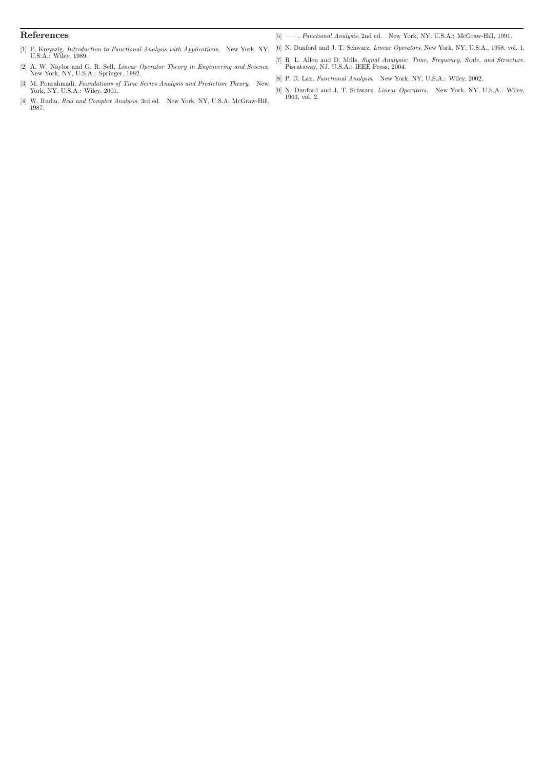## References

[1] E. Kreyszig, *Introduction to Functional Analysis with Applications*. New York, NY, U.S.A.: Wiley, 1989.

[2] A. W. Naylor and G. R. Sell, *Linear Operator Theory in Engineering and Science*. New York, NY, U.S.A.: Springer, 1982.

[3] M. Pourahmadi, *Foundations of Time Series Analysis and Prediction Theory*. New York, NY, U.S.A.: Wiley, 2001.

[4] W. Rudin, *Real and Complex Analysis*, 3rd ed. New York, NY, U.S.A: McGraw-Hill, 1987.

[5] ——, *Functional Analysis*, 2nd ed. New York, NY, U.S.A.: McGraw-Hill, 1991.

[6] N. Dunford and J. T. Schwarz, *Linear Operators*, New York, NY, U.S.A., 1958, vol. 1.

[7] R. L. Allen and D. Mills, *Signal Analysis: Time, Frequency, Scale, and Structure*. Piscataway, NJ, U.S.A.: IEEE Press, 2004.

[8] P. D. Lax, *Functional Analysis*. New York, NY, U.S.A.: Wiley, 2002.

[9] N. Dunford and J. T. Schwarz, *Linear Operators*. New York, NY, U.S.A.: Wiley, 1963, vol. 2.